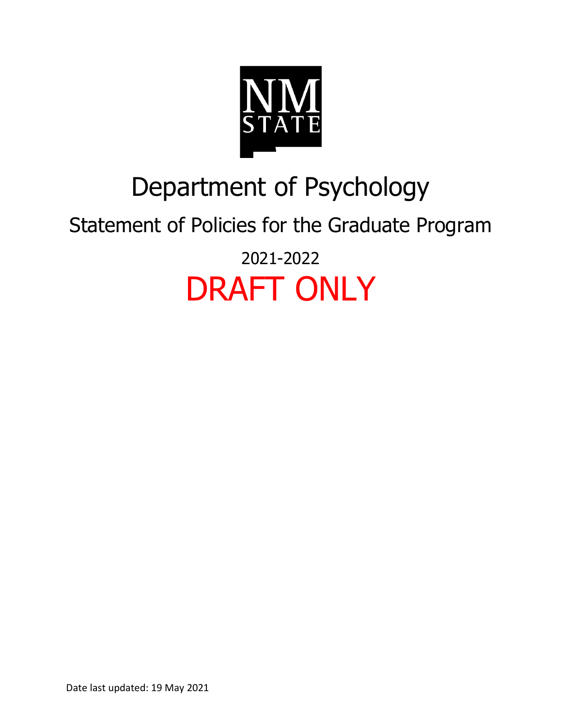NM STATE

# Department of Psychology

## Statement of Policies for the Graduate Program

2021-2022

DRAFT ONLY

Date last updated: 19 May 2021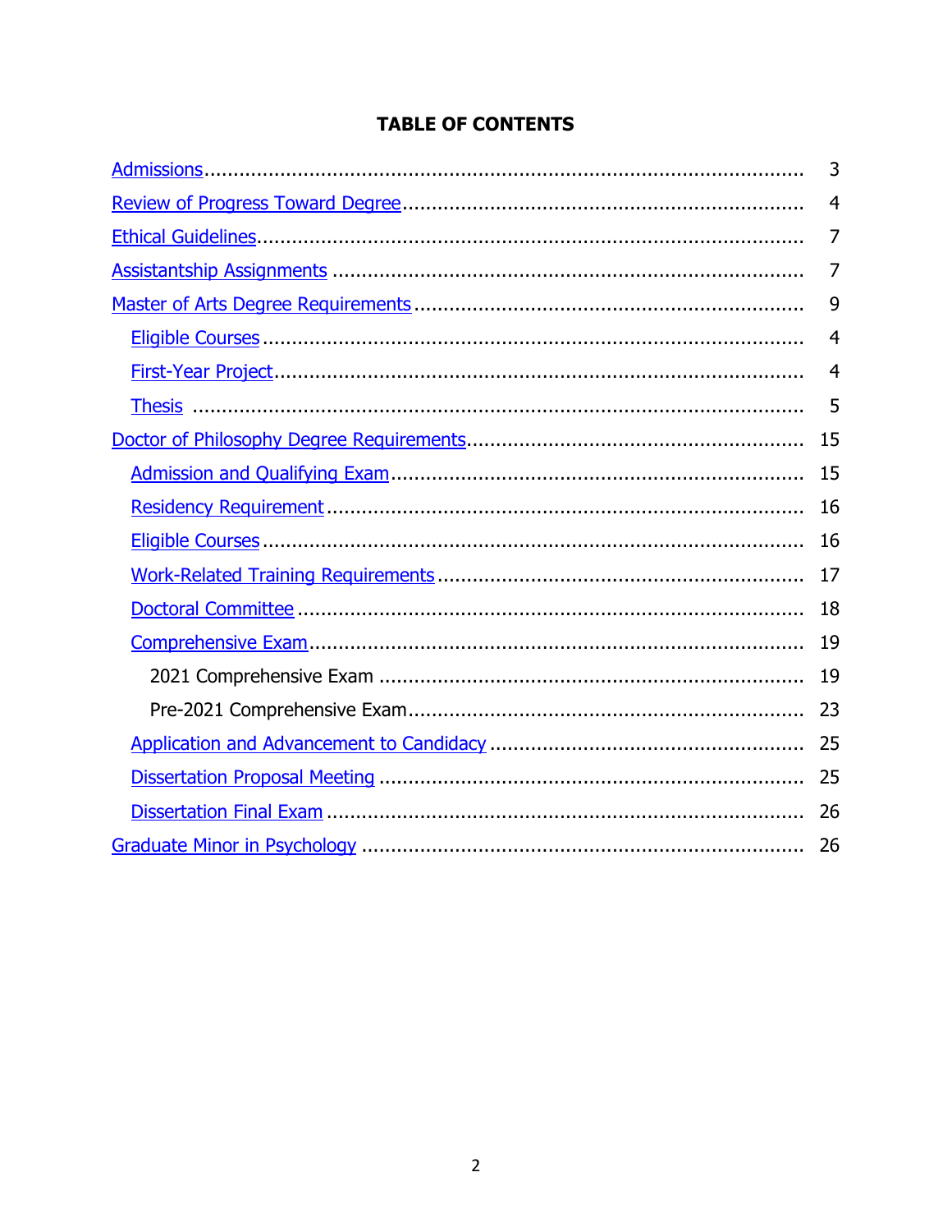**TABLE OF CONTENTS**

| | |
|---|---|
| Admissions | 3 |
| Review of Progress Toward Degree | 4 |
| Ethical Guidelines | 7 |
| Assistantship Assignments | 7 |
| Master of Arts Degree Requirements | 9 |
| &nbsp;&nbsp;&nbsp;&nbsp;Eligible Courses | 4 |
| &nbsp;&nbsp;&nbsp;&nbsp;First-Year Project | 4 |
| &nbsp;&nbsp;&nbsp;&nbsp;Thesis | 5 |
| Doctor of Philosophy Degree Requirements | 15 |
| &nbsp;&nbsp;&nbsp;&nbsp;Admission and Qualifying Exam | 15 |
| &nbsp;&nbsp;&nbsp;&nbsp;Residency Requirement | 16 |
| &nbsp;&nbsp;&nbsp;&nbsp;Eligible Courses | 16 |
| &nbsp;&nbsp;&nbsp;&nbsp;Work-Related Training Requirements | 17 |
| &nbsp;&nbsp;&nbsp;&nbsp;Doctoral Committee | 18 |
| &nbsp;&nbsp;&nbsp;&nbsp;Comprehensive Exam | 19 |
| &nbsp;&nbsp;&nbsp;&nbsp;&nbsp;&nbsp;&nbsp;&nbsp;2021 Comprehensive Exam | 19 |
| &nbsp;&nbsp;&nbsp;&nbsp;&nbsp;&nbsp;&nbsp;&nbsp;Pre-2021 Comprehensive Exam | 23 |
| &nbsp;&nbsp;&nbsp;&nbsp;Application and Advancement to Candidacy | 25 |
| &nbsp;&nbsp;&nbsp;&nbsp;Dissertation Proposal Meeting | 25 |
| &nbsp;&nbsp;&nbsp;&nbsp;Dissertation Final Exam | 26 |
| Graduate Minor in Psychology | 26 |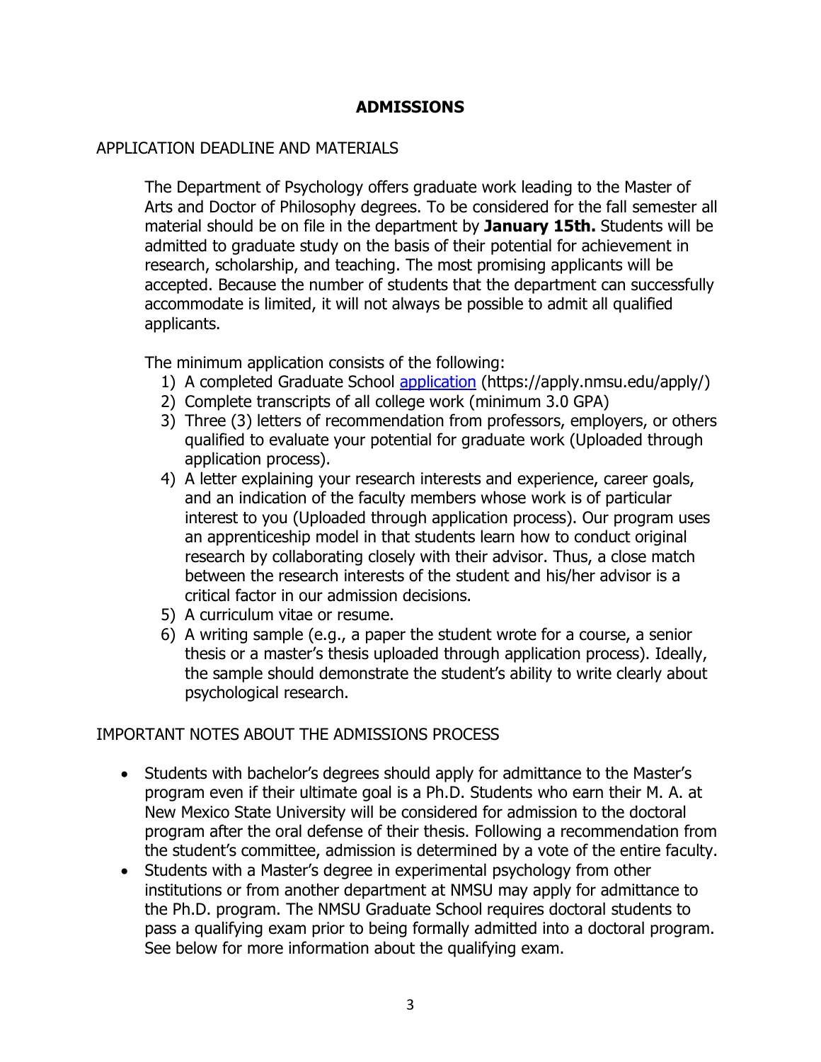# ADMISSIONS

## APPLICATION DEADLINE AND MATERIALS

The Department of Psychology offers graduate work leading to the Master of Arts and Doctor of Philosophy degrees. To be considered for the fall semester all material should be on file in the department by **January 15th.** Students will be admitted to graduate study on the basis of their potential for achievement in research, scholarship, and teaching. The most promising applicants will be accepted. Because the number of students that the department can successfully accommodate is limited, it will not always be possible to admit all qualified applicants.

The minimum application consists of the following:

1) A completed Graduate School [application](https://apply.nmsu.edu/apply/) (https://apply.nmsu.edu/apply/)
2) Complete transcripts of all college work (minimum 3.0 GPA)
3) Three (3) letters of recommendation from professors, employers, or others qualified to evaluate your potential for graduate work (Uploaded through application process).
4) A letter explaining your research interests and experience, career goals, and an indication of the faculty members whose work is of particular interest to you (Uploaded through application process). Our program uses an apprenticeship model in that students learn how to conduct original research by collaborating closely with their advisor. Thus, a close match between the research interests of the student and his/her advisor is a critical factor in our admission decisions.
5) A curriculum vitae or resume.
6) A writing sample (e.g., a paper the student wrote for a course, a senior thesis or a master's thesis uploaded through application process). Ideally, the sample should demonstrate the student's ability to write clearly about psychological research.

## IMPORTANT NOTES ABOUT THE ADMISSIONS PROCESS

- Students with bachelor's degrees should apply for admittance to the Master's program even if their ultimate goal is a Ph.D. Students who earn their M. A. at New Mexico State University will be considered for admission to the doctoral program after the oral defense of their thesis. Following a recommendation from the student's committee, admission is determined by a vote of the entire faculty.
- Students with a Master's degree in experimental psychology from other institutions or from another department at NMSU may apply for admittance to the Ph.D. program. The NMSU Graduate School requires doctoral students to pass a qualifying exam prior to being formally admitted into a doctoral program. See below for more information about the qualifying exam.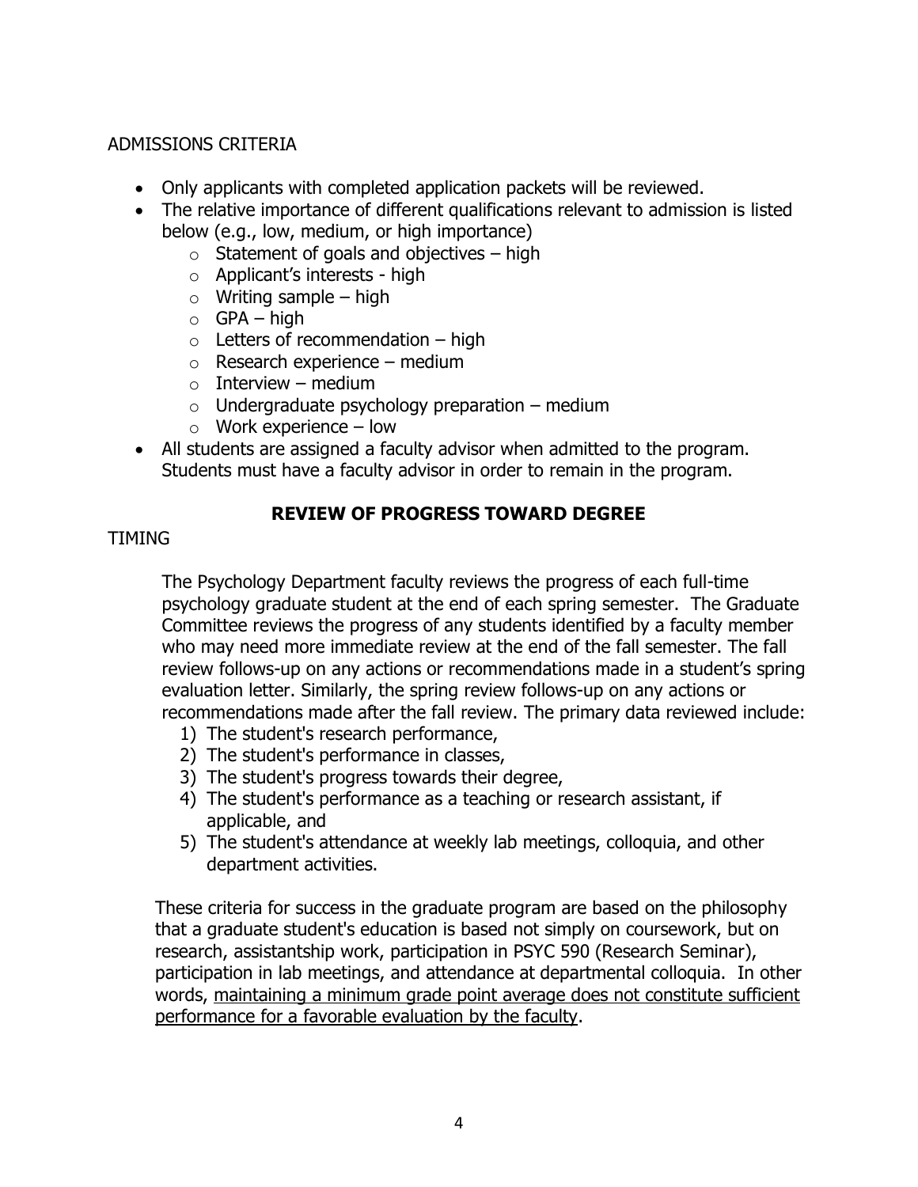ADMISSIONS CRITERIA

- Only applicants with completed application packets will be reviewed.
- The relative importance of different qualifications relevant to admission is listed below (e.g., low, medium, or high importance)
  - Statement of goals and objectives – high
  - Applicant's interests - high
  - Writing sample – high
  - GPA – high
  - Letters of recommendation – high
  - Research experience – medium
  - Interview – medium
  - Undergraduate psychology preparation – medium
  - Work experience – low
- All students are assigned a faculty advisor when admitted to the program. Students must have a faculty advisor in order to remain in the program.

## REVIEW OF PROGRESS TOWARD DEGREE

TIMING

The Psychology Department faculty reviews the progress of each full-time psychology graduate student at the end of each spring semester. The Graduate Committee reviews the progress of any students identified by a faculty member who may need more immediate review at the end of the fall semester. The fall review follows-up on any actions or recommendations made in a student's spring evaluation letter. Similarly, the spring review follows-up on any actions or recommendations made after the fall review. The primary data reviewed include:

1) The student's research performance,
2) The student's performance in classes,
3) The student's progress towards their degree,
4) The student's performance as a teaching or research assistant, if applicable, and
5) The student's attendance at weekly lab meetings, colloquia, and other department activities.

These criteria for success in the graduate program are based on the philosophy that a graduate student's education is based not simply on coursework, but on research, assistantship work, participation in PSYC 590 (Research Seminar), participation in lab meetings, and attendance at departmental colloquia. In other words, <u>maintaining a minimum grade point average does not constitute sufficient performance for a favorable evaluation by the faculty</u>.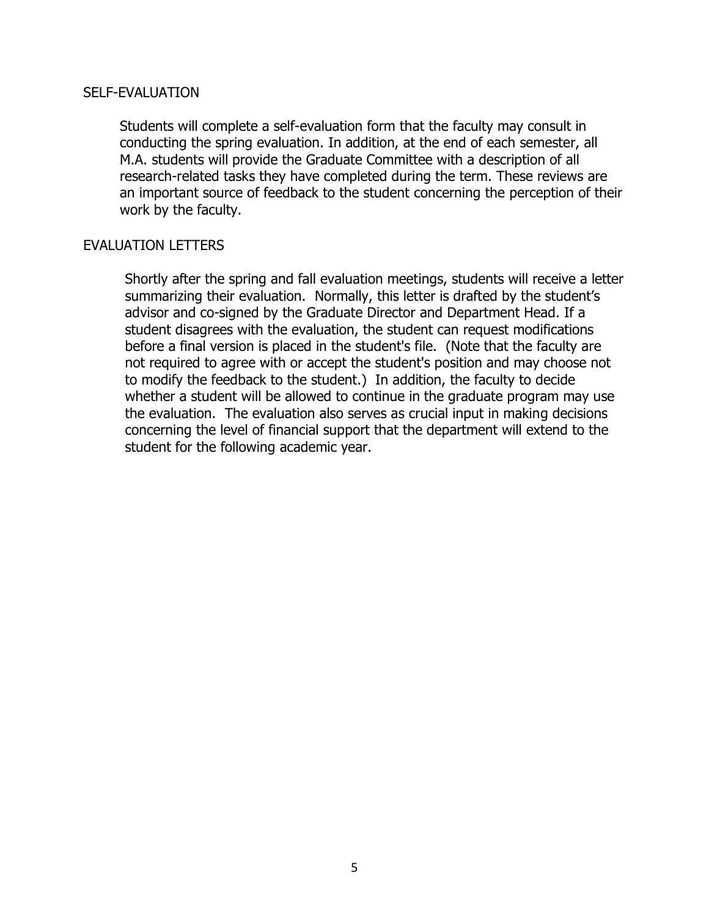## SELF-EVALUATION

Students will complete a self-evaluation form that the faculty may consult in conducting the spring evaluation. In addition, at the end of each semester, all M.A. students will provide the Graduate Committee with a description of all research-related tasks they have completed during the term. These reviews are an important source of feedback to the student concerning the perception of their work by the faculty.

## EVALUATION LETTERS

Shortly after the spring and fall evaluation meetings, students will receive a letter summarizing their evaluation. Normally, this letter is drafted by the student's advisor and co-signed by the Graduate Director and Department Head. If a student disagrees with the evaluation, the student can request modifications before a final version is placed in the student's file. (Note that the faculty are not required to agree with or accept the student's position and may choose not to modify the feedback to the student.) In addition, the faculty to decide whether a student will be allowed to continue in the graduate program may use the evaluation. The evaluation also serves as crucial input in making decisions concerning the level of financial support that the department will extend to the student for the following academic year.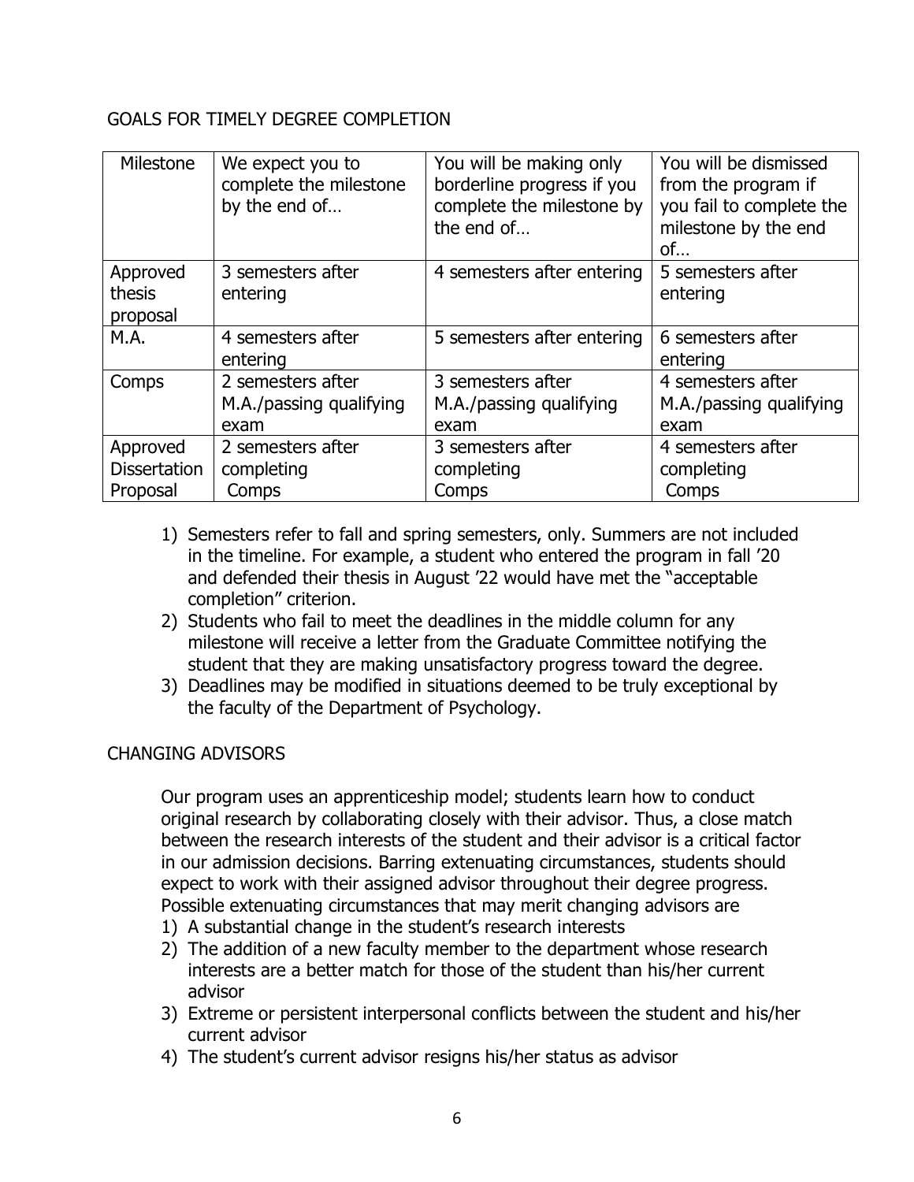## GOALS FOR TIMELY DEGREE COMPLETION

| Milestone | We expect you to complete the milestone by the end of… | You will be making only borderline progress if you complete the milestone by the end of… | You will be dismissed from the program if you fail to complete the milestone by the end of… |
|---|---|---|---|
| Approved thesis proposal | 3 semesters after entering | 4 semesters after entering | 5 semesters after entering |
| M.A. | 4 semesters after entering | 5 semesters after entering | 6 semesters after entering |
| Comps | 2 semesters after M.A./passing qualifying exam | 3 semesters after M.A./passing qualifying exam | 4 semesters after M.A./passing qualifying exam |
| Approved Dissertation Proposal | 2 semesters after completing Comps | 3 semesters after completing Comps | 4 semesters after completing Comps |

1) Semesters refer to fall and spring semesters, only. Summers are not included in the timeline. For example, a student who entered the program in fall '20 and defended their thesis in August '22 would have met the "acceptable completion" criterion.
2) Students who fail to meet the deadlines in the middle column for any milestone will receive a letter from the Graduate Committee notifying the student that they are making unsatisfactory progress toward the degree.
3) Deadlines may be modified in situations deemed to be truly exceptional by the faculty of the Department of Psychology.

## CHANGING ADVISORS

Our program uses an apprenticeship model; students learn how to conduct original research by collaborating closely with their advisor. Thus, a close match between the research interests of the student and their advisor is a critical factor in our admission decisions. Barring extenuating circumstances, students should expect to work with their assigned advisor throughout their degree progress. Possible extenuating circumstances that may merit changing advisors are

1) A substantial change in the student's research interests
2) The addition of a new faculty member to the department whose research interests are a better match for those of the student than his/her current advisor
3) Extreme or persistent interpersonal conflicts between the student and his/her current advisor
4) The student's current advisor resigns his/her status as advisor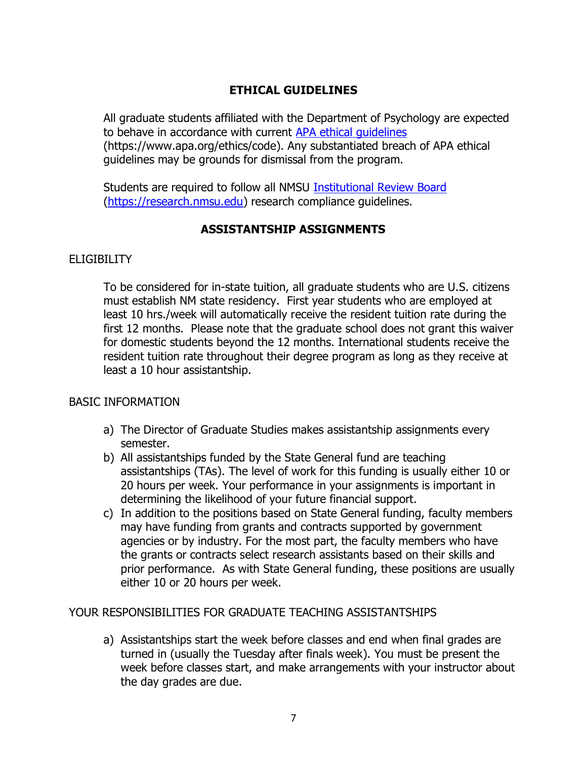## ETHICAL GUIDELINES

All graduate students affiliated with the Department of Psychology are expected to behave in accordance with current [APA ethical guidelines](https://www.apa.org/ethics/code) (https://www.apa.org/ethics/code). Any substantiated breach of APA ethical guidelines may be grounds for dismissal from the program.

Students are required to follow all NMSU [Institutional Review Board](https://research.nmsu.edu) ([https://research.nmsu.edu](https://research.nmsu.edu)) research compliance guidelines.

## ASSISTANTSHIP ASSIGNMENTS

### ELIGIBILITY

To be considered for in-state tuition, all graduate students who are U.S. citizens must establish NM state residency. First year students who are employed at least 10 hrs./week will automatically receive the resident tuition rate during the first 12 months. Please note that the graduate school does not grant this waiver for domestic students beyond the 12 months. International students receive the resident tuition rate throughout their degree program as long as they receive at least a 10 hour assistantship.

### BASIC INFORMATION

a) The Director of Graduate Studies makes assistantship assignments every semester.
b) All assistantships funded by the State General fund are teaching assistantships (TAs). The level of work for this funding is usually either 10 or 20 hours per week. Your performance in your assignments is important in determining the likelihood of your future financial support.
c) In addition to the positions based on State General funding, faculty members may have funding from grants and contracts supported by government agencies or by industry. For the most part, the faculty members who have the grants or contracts select research assistants based on their skills and prior performance. As with State General funding, these positions are usually either 10 or 20 hours per week.

### YOUR RESPONSIBILITIES FOR GRADUATE TEACHING ASSISTANTSHIPS

a) Assistantships start the week before classes and end when final grades are turned in (usually the Tuesday after finals week). You must be present the week before classes start, and make arrangements with your instructor about the day grades are due.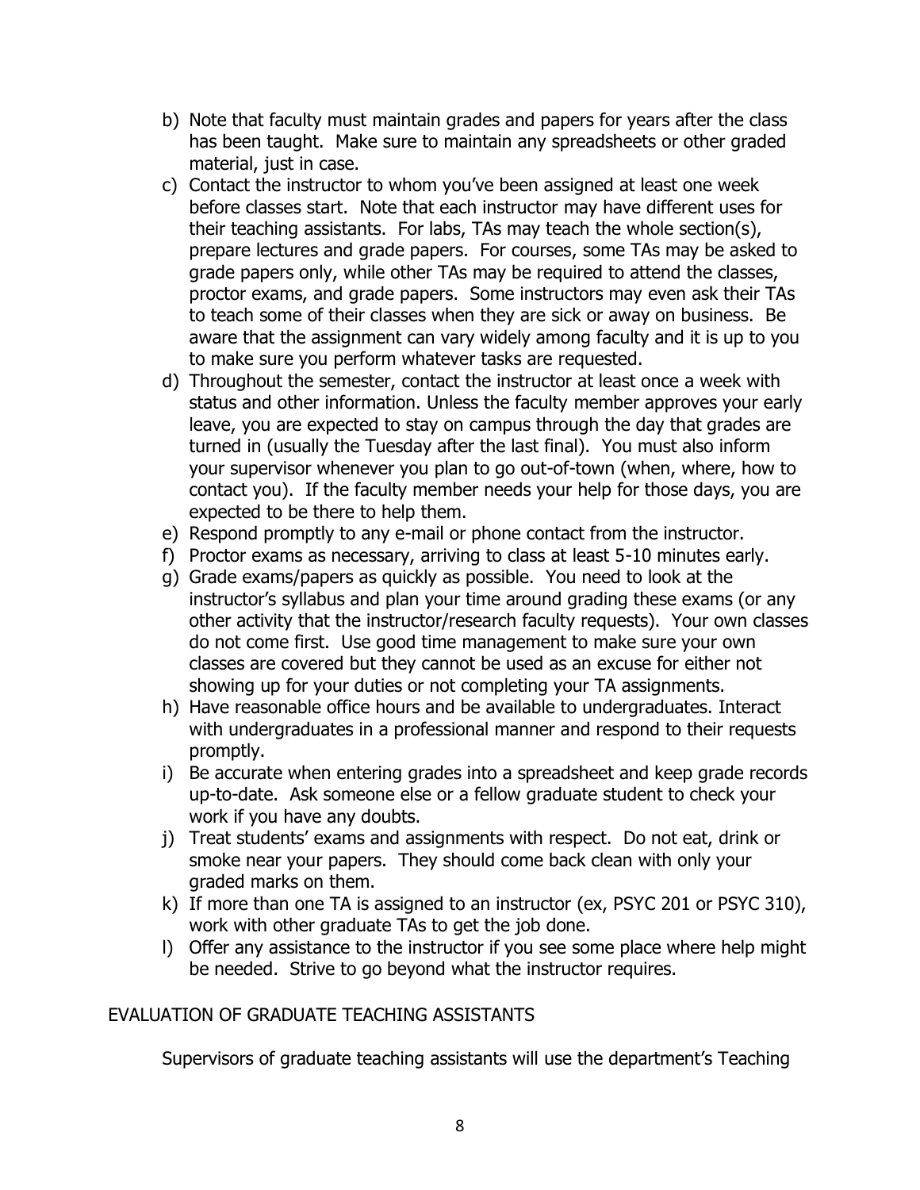b) Note that faculty must maintain grades and papers for years after the class has been taught. Make sure to maintain any spreadsheets or other graded material, just in case.
c) Contact the instructor to whom you've been assigned at least one week before classes start. Note that each instructor may have different uses for their teaching assistants. For labs, TAs may teach the whole section(s), prepare lectures and grade papers. For courses, some TAs may be asked to grade papers only, while other TAs may be required to attend the classes, proctor exams, and grade papers. Some instructors may even ask their TAs to teach some of their classes when they are sick or away on business. Be aware that the assignment can vary widely among faculty and it is up to you to make sure you perform whatever tasks are requested.
d) Throughout the semester, contact the instructor at least once a week with status and other information. Unless the faculty member approves your early leave, you are expected to stay on campus through the day that grades are turned in (usually the Tuesday after the last final). You must also inform your supervisor whenever you plan to go out-of-town (when, where, how to contact you). If the faculty member needs your help for those days, you are expected to be there to help them.
e) Respond promptly to any e-mail or phone contact from the instructor.
f) Proctor exams as necessary, arriving to class at least 5-10 minutes early.
g) Grade exams/papers as quickly as possible. You need to look at the instructor's syllabus and plan your time around grading these exams (or any other activity that the instructor/research faculty requests). Your own classes do not come first. Use good time management to make sure your own classes are covered but they cannot be used as an excuse for either not showing up for your duties or not completing your TA assignments.
h) Have reasonable office hours and be available to undergraduates. Interact with undergraduates in a professional manner and respond to their requests promptly.
i) Be accurate when entering grades into a spreadsheet and keep grade records up-to-date. Ask someone else or a fellow graduate student to check your work if you have any doubts.
j) Treat students' exams and assignments with respect. Do not eat, drink or smoke near your papers. They should come back clean with only your graded marks on them.
k) If more than one TA is assigned to an instructor (ex, PSYC 201 or PSYC 310), work with other graduate TAs to get the job done.
l) Offer any assistance to the instructor if you see some place where help might be needed. Strive to go beyond what the instructor requires.

## EVALUATION OF GRADUATE TEACHING ASSISTANTS

Supervisors of graduate teaching assistants will use the department's Teaching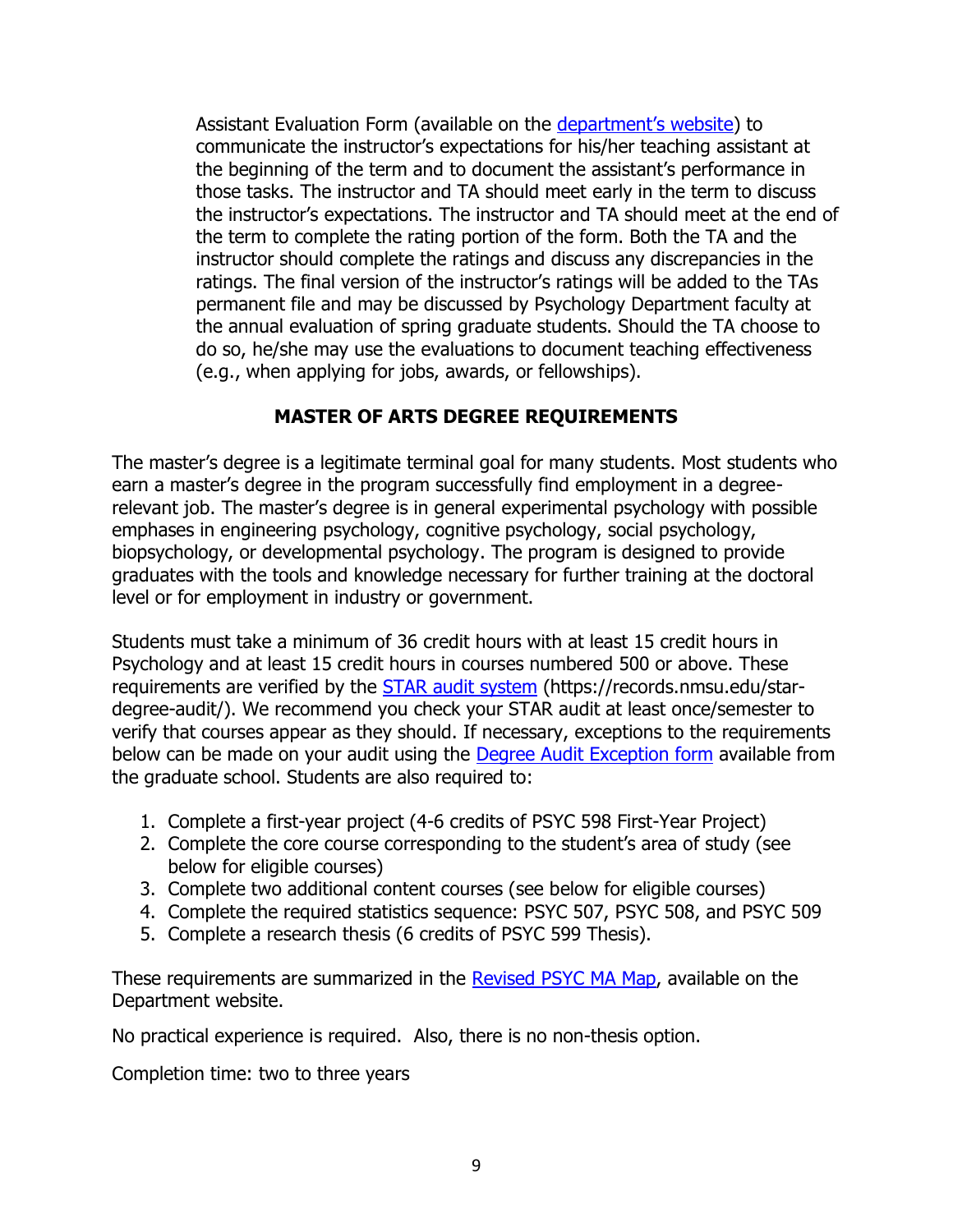Assistant Evaluation Form (available on the [department's website]) to communicate the instructor's expectations for his/her teaching assistant at the beginning of the term and to document the assistant's performance in those tasks. The instructor and TA should meet early in the term to discuss the instructor's expectations. The instructor and TA should meet at the end of the term to complete the rating portion of the form. Both the TA and the instructor should complete the ratings and discuss any discrepancies in the ratings. The final version of the instructor's ratings will be added to the TAs permanent file and may be discussed by Psychology Department faculty at the annual evaluation of spring graduate students. Should the TA choose to do so, he/she may use the evaluations to document teaching effectiveness (e.g., when applying for jobs, awards, or fellowships).

## MASTER OF ARTS DEGREE REQUIREMENTS

The master's degree is a legitimate terminal goal for many students. Most students who earn a master's degree in the program successfully find employment in a degree-relevant job. The master's degree is in general experimental psychology with possible emphases in engineering psychology, cognitive psychology, social psychology, biopsychology, or developmental psychology. The program is designed to provide graduates with the tools and knowledge necessary for further training at the doctoral level or for employment in industry or government.

Students must take a minimum of 36 credit hours with at least 15 credit hours in Psychology and at least 15 credit hours in courses numbered 500 or above. These requirements are verified by the STAR audit system (https://records.nmsu.edu/star-degree-audit/). We recommend you check your STAR audit at least once/semester to verify that courses appear as they should. If necessary, exceptions to the requirements below can be made on your audit using the Degree Audit Exception form available from the graduate school. Students are also required to:

1. Complete a first-year project (4-6 credits of PSYC 598 First-Year Project)
2. Complete the core course corresponding to the student's area of study (see below for eligible courses)
3. Complete two additional content courses (see below for eligible courses)
4. Complete the required statistics sequence: PSYC 507, PSYC 508, and PSYC 509
5. Complete a research thesis (6 credits of PSYC 599 Thesis).

These requirements are summarized in the Revised PSYC MA Map, available on the Department website.

No practical experience is required. Also, there is no non-thesis option.

Completion time: two to three years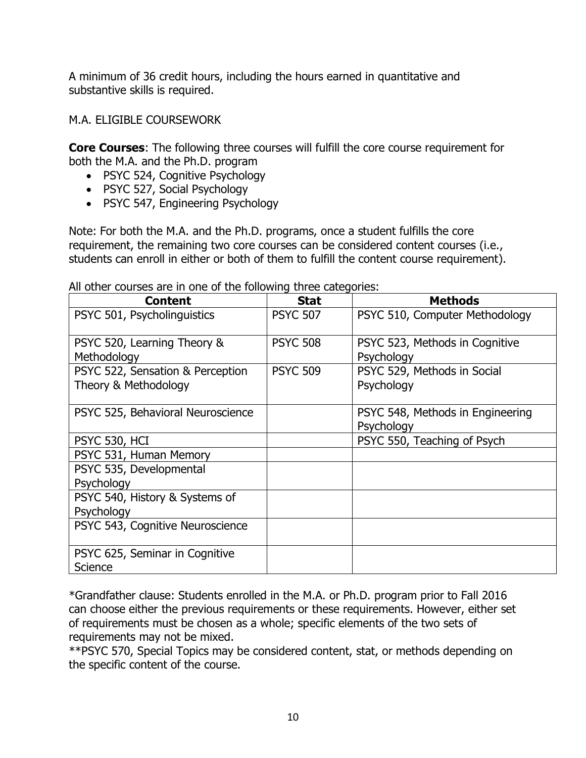A minimum of 36 credit hours, including the hours earned in quantitative and substantive skills is required.

M.A. ELIGIBLE COURSEWORK

**Core Courses**: The following three courses will fulfill the core course requirement for both the M.A. and the Ph.D. program

- PSYC 524, Cognitive Psychology
- PSYC 527, Social Psychology
- PSYC 547, Engineering Psychology

Note: For both the M.A. and the Ph.D. programs, once a student fulfills the core requirement, the remaining two core courses can be considered content courses (i.e., students can enroll in either or both of them to fulfill the content course requirement).

All other courses are in one of the following three categories:

| **Content** | **Stat** | **Methods** |
|---|---|---|
| PSYC 501, Psycholinguistics | PSYC 507 | PSYC 510, Computer Methodology |
| PSYC 520, Learning Theory & Methodology | PSYC 508 | PSYC 523, Methods in Cognitive Psychology |
| PSYC 522, Sensation & Perception Theory & Methodology | PSYC 509 | PSYC 529, Methods in Social Psychology |
| PSYC 525, Behavioral Neuroscience | | PSYC 548, Methods in Engineering Psychology |
| PSYC 530, HCI | | PSYC 550, Teaching of Psych |
| PSYC 531, Human Memory | | |
| PSYC 535, Developmental Psychology | | |
| PSYC 540, History & Systems of Psychology | | |
| PSYC 543, Cognitive Neuroscience | | |
| PSYC 625, Seminar in Cognitive Science | | |

*Grandfather clause: Students enrolled in the M.A. or Ph.D. program prior to Fall 2016 can choose either the previous requirements or these requirements. However, either set of requirements must be chosen as a whole; specific elements of the two sets of requirements may not be mixed.

**PSYC 570, Special Topics may be considered content, stat, or methods depending on the specific content of the course.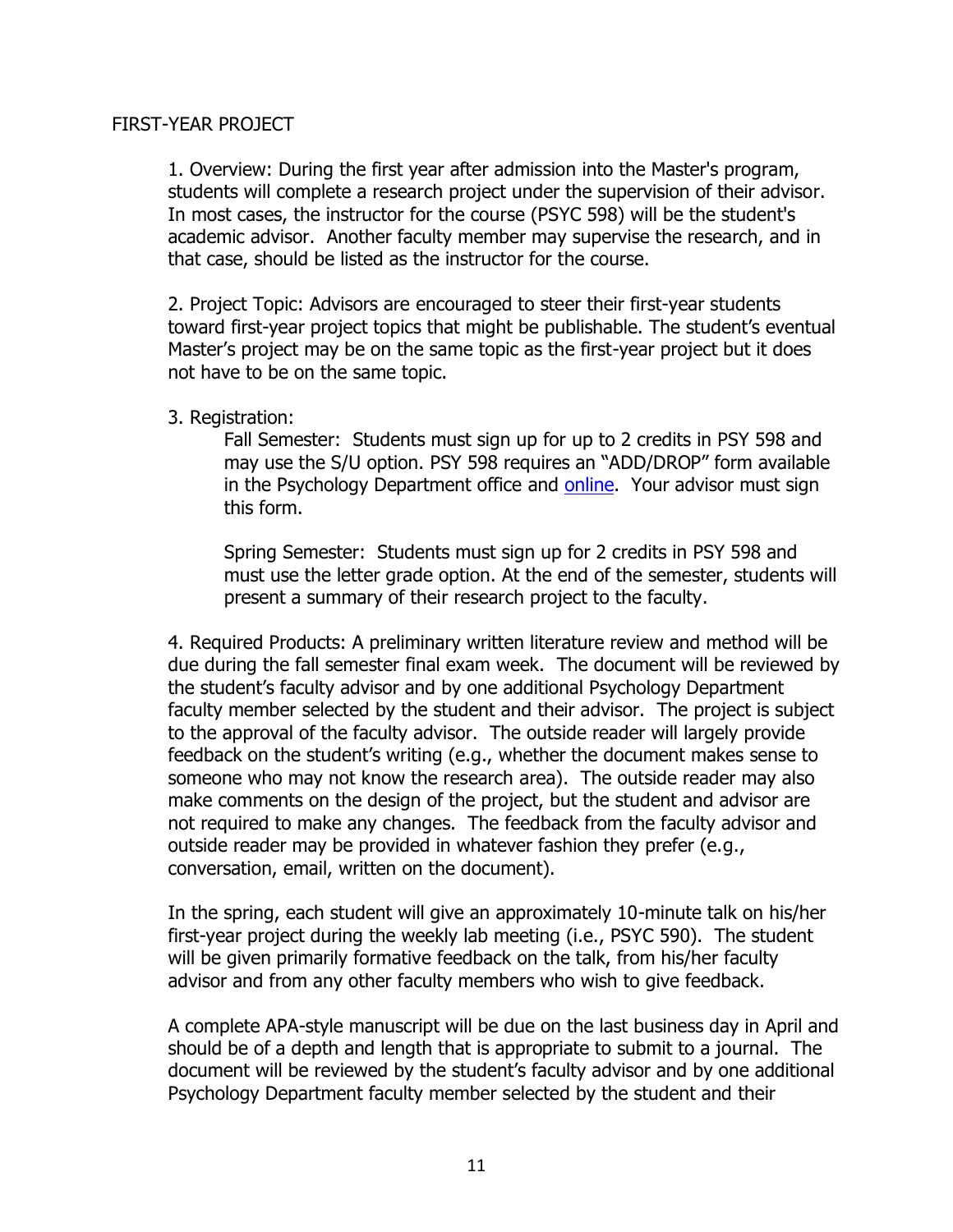## FIRST-YEAR PROJECT

1. Overview: During the first year after admission into the Master's program, students will complete a research project under the supervision of their advisor. In most cases, the instructor for the course (PSYC 598) will be the student's academic advisor. Another faculty member may supervise the research, and in that case, should be listed as the instructor for the course.

2. Project Topic: Advisors are encouraged to steer their first-year students toward first-year project topics that might be publishable. The student's eventual Master's project may be on the same topic as the first-year project but it does not have to be on the same topic.

3. Registration:

   Fall Semester: Students must sign up for up to 2 credits in PSY 598 and may use the S/U option. PSY 598 requires an "ADD/DROP" form available in the Psychology Department office and online. Your advisor must sign this form.

   Spring Semester: Students must sign up for 2 credits in PSY 598 and must use the letter grade option. At the end of the semester, students will present a summary of their research project to the faculty.

4. Required Products: A preliminary written literature review and method will be due during the fall semester final exam week. The document will be reviewed by the student's faculty advisor and by one additional Psychology Department faculty member selected by the student and their advisor. The project is subject to the approval of the faculty advisor. The outside reader will largely provide feedback on the student's writing (e.g., whether the document makes sense to someone who may not know the research area). The outside reader may also make comments on the design of the project, but the student and advisor are not required to make any changes. The feedback from the faculty advisor and outside reader may be provided in whatever fashion they prefer (e.g., conversation, email, written on the document).

   In the spring, each student will give an approximately 10-minute talk on his/her first-year project during the weekly lab meeting (i.e., PSYC 590). The student will be given primarily formative feedback on the talk, from his/her faculty advisor and from any other faculty members who wish to give feedback.

   A complete APA-style manuscript will be due on the last business day in April and should be of a depth and length that is appropriate to submit to a journal. The document will be reviewed by the student's faculty advisor and by one additional Psychology Department faculty member selected by the student and their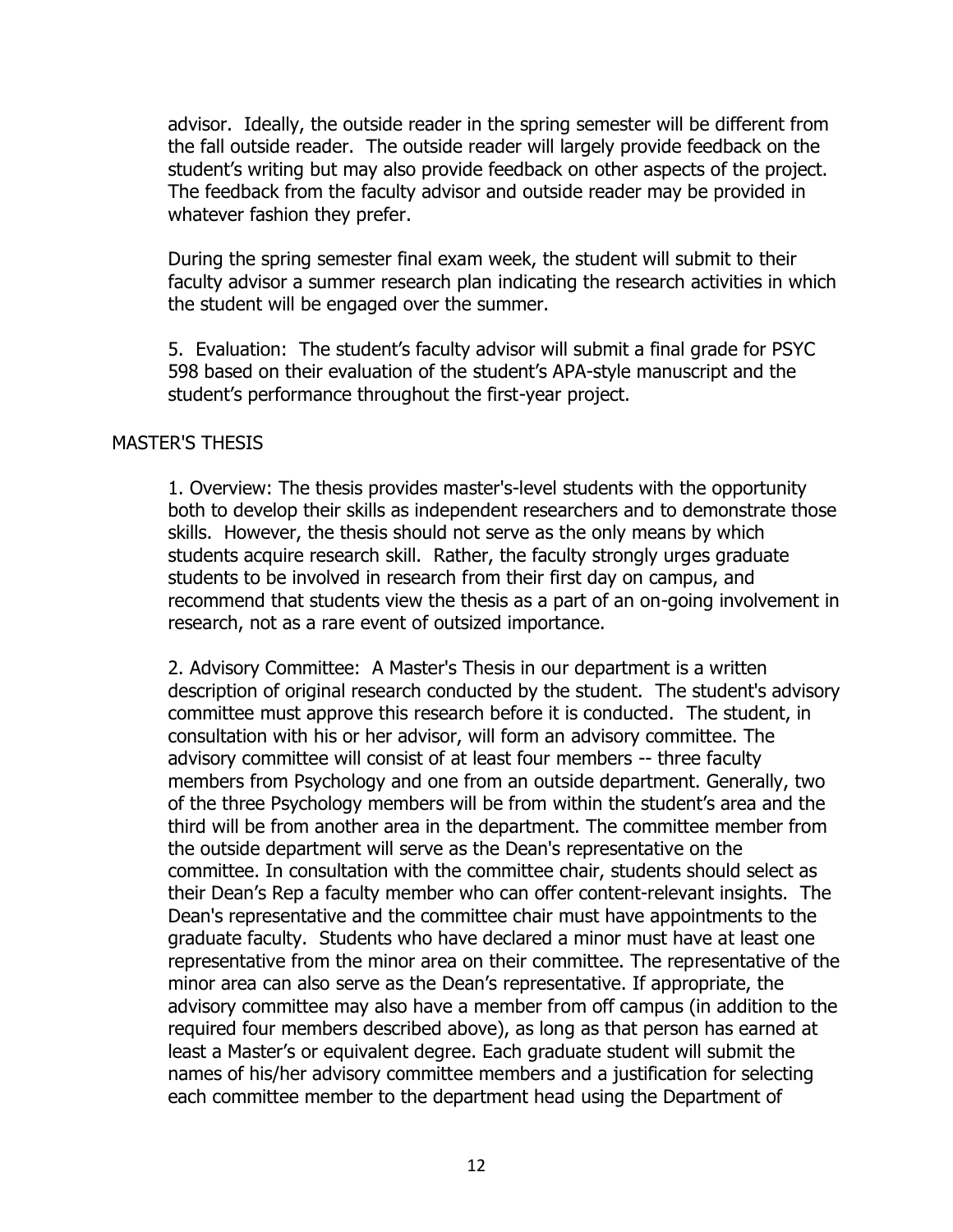advisor. Ideally, the outside reader in the spring semester will be different from the fall outside reader. The outside reader will largely provide feedback on the student's writing but may also provide feedback on other aspects of the project. The feedback from the faculty advisor and outside reader may be provided in whatever fashion they prefer.

During the spring semester final exam week, the student will submit to their faculty advisor a summer research plan indicating the research activities in which the student will be engaged over the summer.

5. Evaluation: The student's faculty advisor will submit a final grade for PSYC 598 based on their evaluation of the student's APA-style manuscript and the student's performance throughout the first-year project.

## MASTER'S THESIS

1. Overview: The thesis provides master's-level students with the opportunity both to develop their skills as independent researchers and to demonstrate those skills. However, the thesis should not serve as the only means by which students acquire research skill. Rather, the faculty strongly urges graduate students to be involved in research from their first day on campus, and recommend that students view the thesis as a part of an on-going involvement in research, not as a rare event of outsized importance.

2. Advisory Committee: A Master's Thesis in our department is a written description of original research conducted by the student. The student's advisory committee must approve this research before it is conducted. The student, in consultation with his or her advisor, will form an advisory committee. The advisory committee will consist of at least four members -- three faculty members from Psychology and one from an outside department. Generally, two of the three Psychology members will be from within the student's area and the third will be from another area in the department. The committee member from the outside department will serve as the Dean's representative on the committee. In consultation with the committee chair, students should select as their Dean's Rep a faculty member who can offer content-relevant insights. The Dean's representative and the committee chair must have appointments to the graduate faculty. Students who have declared a minor must have at least one representative from the minor area on their committee. The representative of the minor area can also serve as the Dean's representative. If appropriate, the advisory committee may also have a member from off campus (in addition to the required four members described above), as long as that person has earned at least a Master's or equivalent degree. Each graduate student will submit the names of his/her advisory committee members and a justification for selecting each committee member to the department head using the Department of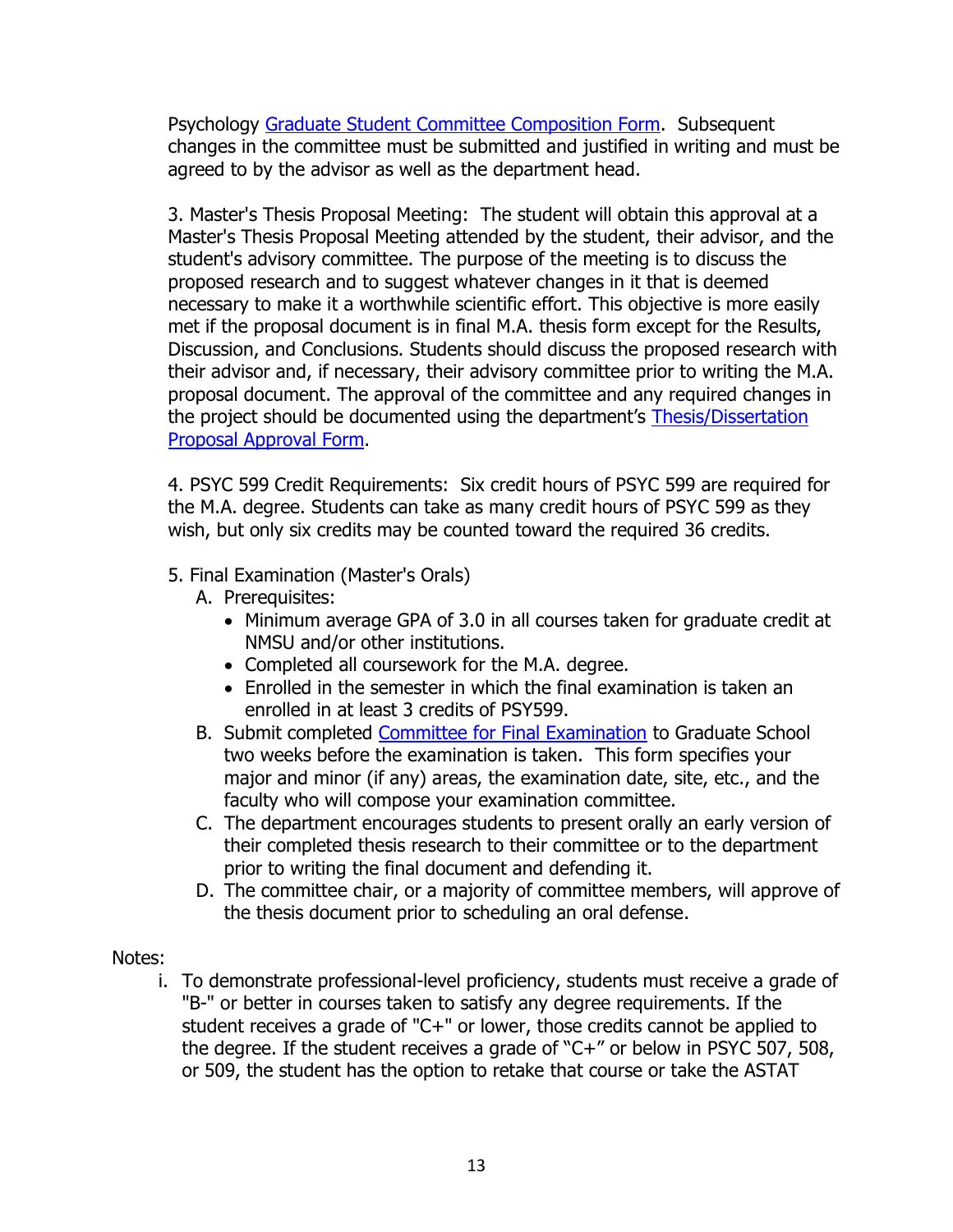Psychology [Graduate Student Committee Composition Form](). Subsequent changes in the committee must be submitted and justified in writing and must be agreed to by the advisor as well as the department head.

3. Master's Thesis Proposal Meeting: The student will obtain this approval at a Master's Thesis Proposal Meeting attended by the student, their advisor, and the student's advisory committee. The purpose of the meeting is to discuss the proposed research and to suggest whatever changes in it that is deemed necessary to make it a worthwhile scientific effort. This objective is more easily met if the proposal document is in final M.A. thesis form except for the Results, Discussion, and Conclusions. Students should discuss the proposed research with their advisor and, if necessary, their advisory committee prior to writing the M.A. proposal document. The approval of the committee and any required changes in the project should be documented using the department's [Thesis/Dissertation Proposal Approval Form]().

4. PSYC 599 Credit Requirements: Six credit hours of PSYC 599 are required for the M.A. degree. Students can take as many credit hours of PSYC 599 as they wish, but only six credits may be counted toward the required 36 credits.

5. Final Examination (Master's Orals)
   - A. Prerequisites:
     - Minimum average GPA of 3.0 in all courses taken for graduate credit at NMSU and/or other institutions.
     - Completed all coursework for the M.A. degree.
     - Enrolled in the semester in which the final examination is taken an enrolled in at least 3 credits of PSY599.
   - B. Submit completed [Committee for Final Examination]() to Graduate School two weeks before the examination is taken. This form specifies your major and minor (if any) areas, the examination date, site, etc., and the faculty who will compose your examination committee.
   - C. The department encourages students to present orally an early version of their completed thesis research to their committee or to the department prior to writing the final document and defending it.
   - D. The committee chair, or a majority of committee members, will approve of the thesis document prior to scheduling an oral defense.

Notes:

i. To demonstrate professional-level proficiency, students must receive a grade of "B-" or better in courses taken to satisfy any degree requirements. If the student receives a grade of "C+" or lower, those credits cannot be applied to the degree. If the student receives a grade of "C+" or below in PSYC 507, 508, or 509, the student has the option to retake that course or take the ASTAT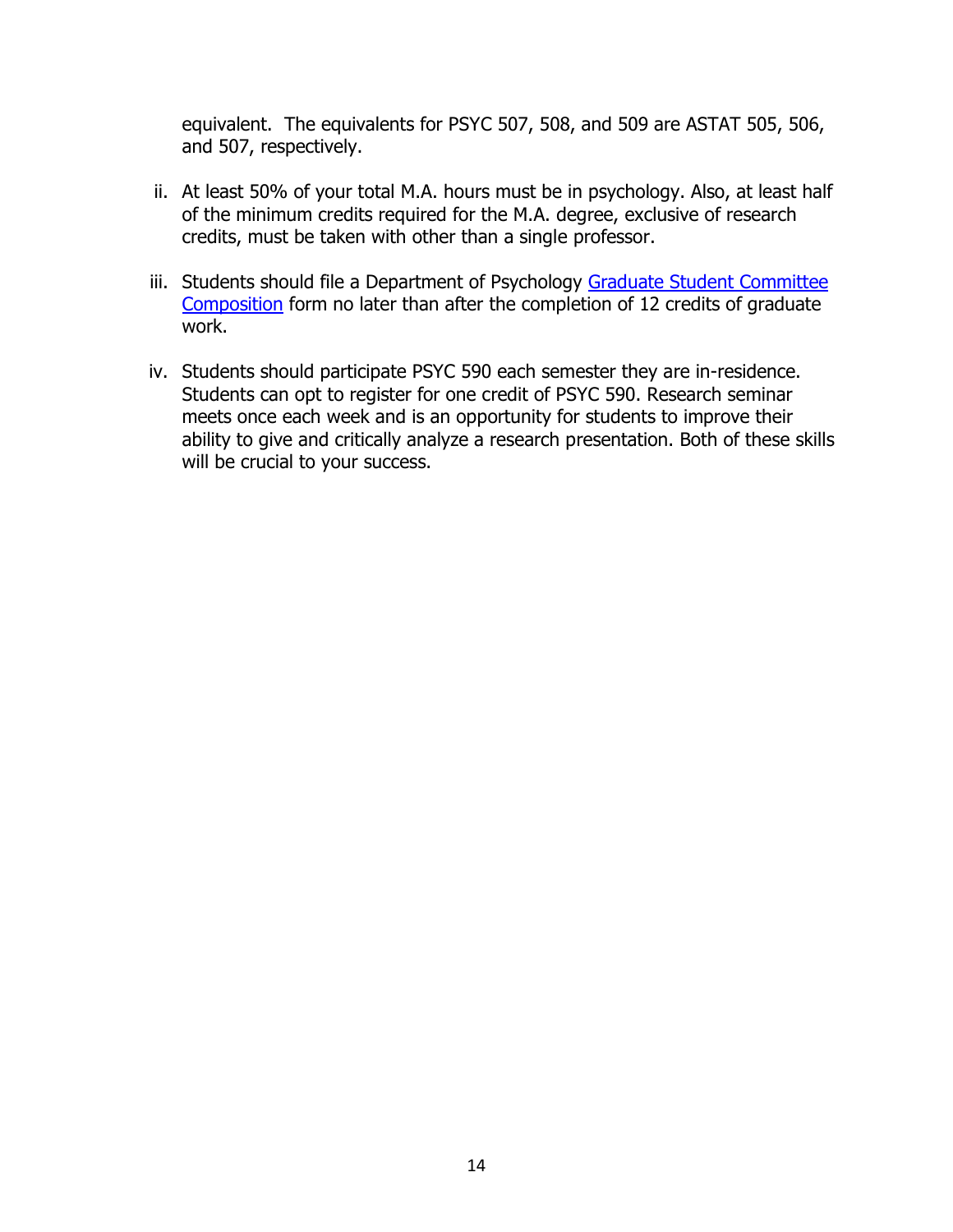equivalent. The equivalents for PSYC 507, 508, and 509 are ASTAT 505, 506, and 507, respectively.

ii. At least 50% of your total M.A. hours must be in psychology. Also, at least half of the minimum credits required for the M.A. degree, exclusive of research credits, must be taken with other than a single professor.

iii. Students should file a Department of Psychology Graduate Student Committee Composition form no later than after the completion of 12 credits of graduate work.

iv. Students should participate PSYC 590 each semester they are in-residence. Students can opt to register for one credit of PSYC 590. Research seminar meets once each week and is an opportunity for students to improve their ability to give and critically analyze a research presentation. Both of these skills will be crucial to your success.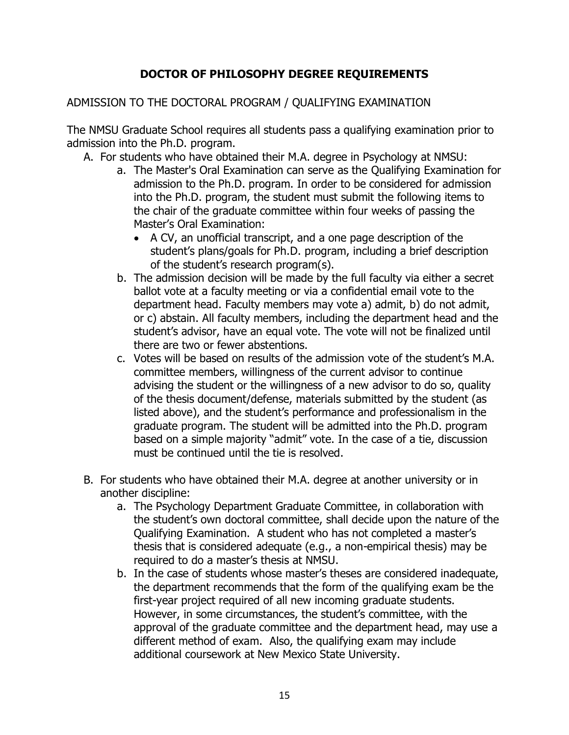# DOCTOR OF PHILOSOPHY DEGREE REQUIREMENTS

## ADMISSION TO THE DOCTORAL PROGRAM / QUALIFYING EXAMINATION

The NMSU Graduate School requires all students pass a qualifying examination prior to admission into the Ph.D. program.

A. For students who have obtained their M.A. degree in Psychology at NMSU:
   a. The Master's Oral Examination can serve as the Qualifying Examination for admission to the Ph.D. program. In order to be considered for admission into the Ph.D. program, the student must submit the following items to the chair of the graduate committee within four weeks of passing the Master's Oral Examination:
      - A CV, an unofficial transcript, and a one page description of the student's plans/goals for Ph.D. program, including a brief description of the student's research program(s).
   b. The admission decision will be made by the full faculty via either a secret ballot vote at a faculty meeting or via a confidential email vote to the department head. Faculty members may vote a) admit, b) do not admit, or c) abstain. All faculty members, including the department head and the student's advisor, have an equal vote. The vote will not be finalized until there are two or fewer abstentions.
   c. Votes will be based on results of the admission vote of the student's M.A. committee members, willingness of the current advisor to continue advising the student or the willingness of a new advisor to do so, quality of the thesis document/defense, materials submitted by the student (as listed above), and the student's performance and professionalism in the graduate program. The student will be admitted into the Ph.D. program based on a simple majority "admit" vote. In the case of a tie, discussion must be continued until the tie is resolved.

B. For students who have obtained their M.A. degree at another university or in another discipline:
   a. The Psychology Department Graduate Committee, in collaboration with the student's own doctoral committee, shall decide upon the nature of the Qualifying Examination. A student who has not completed a master's thesis that is considered adequate (e.g., a non-empirical thesis) may be required to do a master's thesis at NMSU.
   b. In the case of students whose master's theses are considered inadequate, the department recommends that the form of the qualifying exam be the first-year project required of all new incoming graduate students. However, in some circumstances, the student's committee, with the approval of the graduate committee and the department head, may use a different method of exam. Also, the qualifying exam may include additional coursework at New Mexico State University.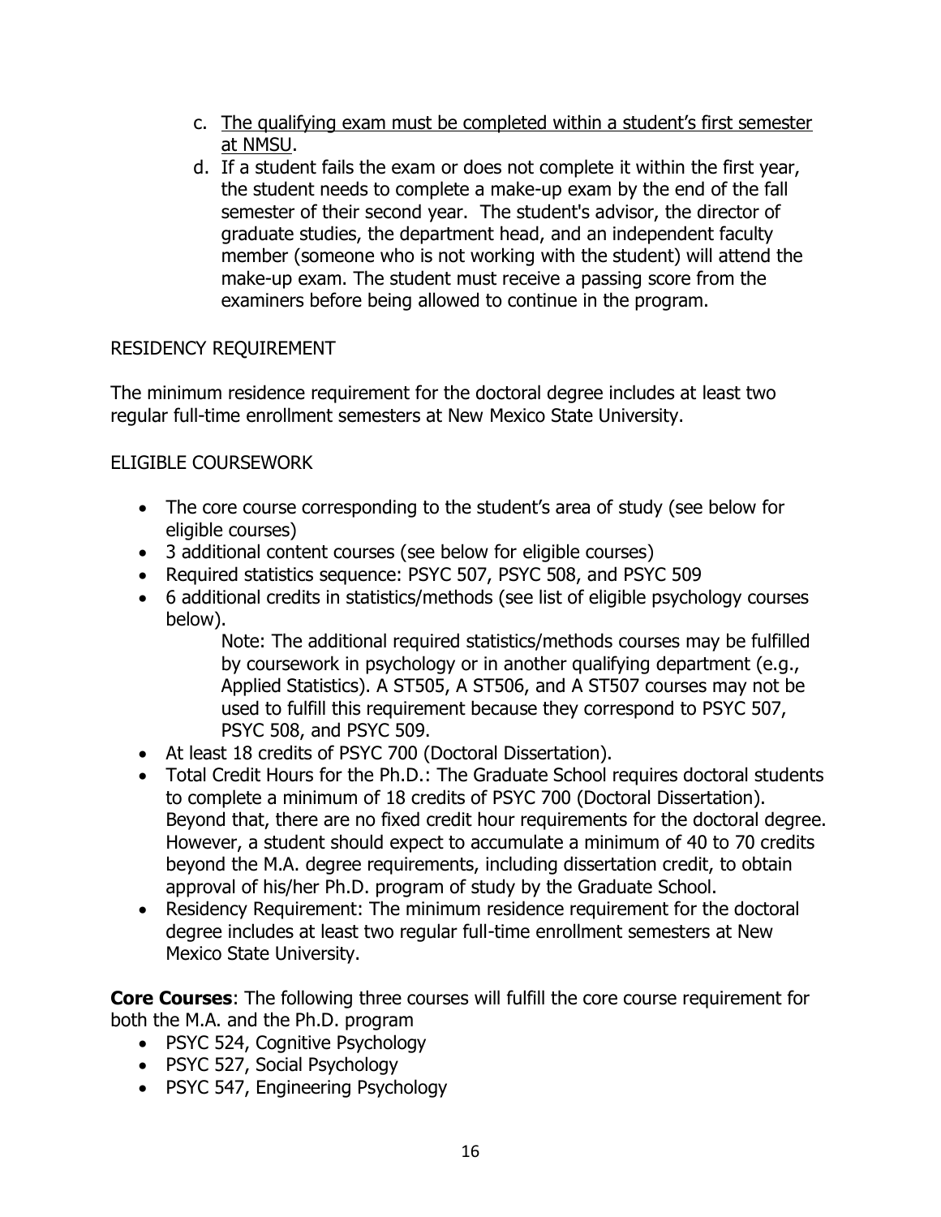c. <u>The qualifying exam must be completed within a student's first semester at NMSU</u>.
d. If a student fails the exam or does not complete it within the first year, the student needs to complete a make-up exam by the end of the fall semester of their second year. The student's advisor, the director of graduate studies, the department head, and an independent faculty member (someone who is not working with the student) will attend the make-up exam. The student must receive a passing score from the examiners before being allowed to continue in the program.

RESIDENCY REQUIREMENT

The minimum residence requirement for the doctoral degree includes at least two regular full-time enrollment semesters at New Mexico State University.

ELIGIBLE COURSEWORK

- The core course corresponding to the student's area of study (see below for eligible courses)
- 3 additional content courses (see below for eligible courses)
- Required statistics sequence: PSYC 507, PSYC 508, and PSYC 509
- 6 additional credits in statistics/methods (see list of eligible psychology courses below).

  Note: The additional required statistics/methods courses may be fulfilled by coursework in psychology or in another qualifying department (e.g., Applied Statistics). A ST505, A ST506, and A ST507 courses may not be used to fulfill this requirement because they correspond to PSYC 507, PSYC 508, and PSYC 509.
- At least 18 credits of PSYC 700 (Doctoral Dissertation).
- Total Credit Hours for the Ph.D.: The Graduate School requires doctoral students to complete a minimum of 18 credits of PSYC 700 (Doctoral Dissertation). Beyond that, there are no fixed credit hour requirements for the doctoral degree. However, a student should expect to accumulate a minimum of 40 to 70 credits beyond the M.A. degree requirements, including dissertation credit, to obtain approval of his/her Ph.D. program of study by the Graduate School.
- Residency Requirement: The minimum residence requirement for the doctoral degree includes at least two regular full-time enrollment semesters at New Mexico State University.

**Core Courses**: The following three courses will fulfill the core course requirement for both the M.A. and the Ph.D. program

- PSYC 524, Cognitive Psychology
- PSYC 527, Social Psychology
- PSYC 547, Engineering Psychology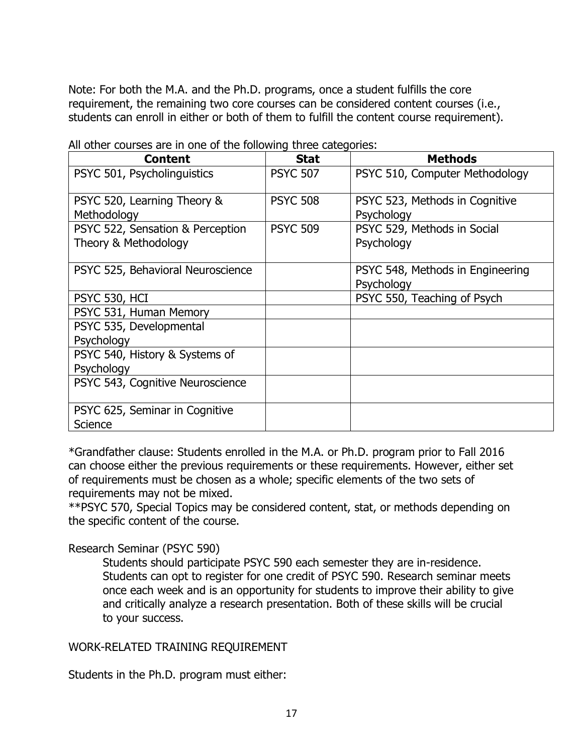Note: For both the M.A. and the Ph.D. programs, once a student fulfills the core requirement, the remaining two core courses can be considered content courses (i.e., students can enroll in either or both of them to fulfill the content course requirement).

All other courses are in one of the following three categories:

| Content | Stat | Methods |
|---|---|---|
| PSYC 501, Psycholinguistics | PSYC 507 | PSYC 510, Computer Methodology |
| PSYC 520, Learning Theory & Methodology | PSYC 508 | PSYC 523, Methods in Cognitive Psychology |
| PSYC 522, Sensation & Perception Theory & Methodology | PSYC 509 | PSYC 529, Methods in Social Psychology |
| PSYC 525, Behavioral Neuroscience | | PSYC 548, Methods in Engineering Psychology |
| PSYC 530, HCI | | PSYC 550, Teaching of Psych |
| PSYC 531, Human Memory | | |
| PSYC 535, Developmental Psychology | | |
| PSYC 540, History & Systems of Psychology | | |
| PSYC 543, Cognitive Neuroscience | | |
| PSYC 625, Seminar in Cognitive Science | | |

*Grandfather clause: Students enrolled in the M.A. or Ph.D. program prior to Fall 2016 can choose either the previous requirements or these requirements. However, either set of requirements must be chosen as a whole; specific elements of the two sets of requirements may not be mixed.

**PSYC 570, Special Topics may be considered content, stat, or methods depending on the specific content of the course.

Research Seminar (PSYC 590)

Students should participate PSYC 590 each semester they are in-residence. Students can opt to register for one credit of PSYC 590. Research seminar meets once each week and is an opportunity for students to improve their ability to give and critically analyze a research presentation. Both of these skills will be crucial to your success.

WORK-RELATED TRAINING REQUIREMENT

Students in the Ph.D. program must either: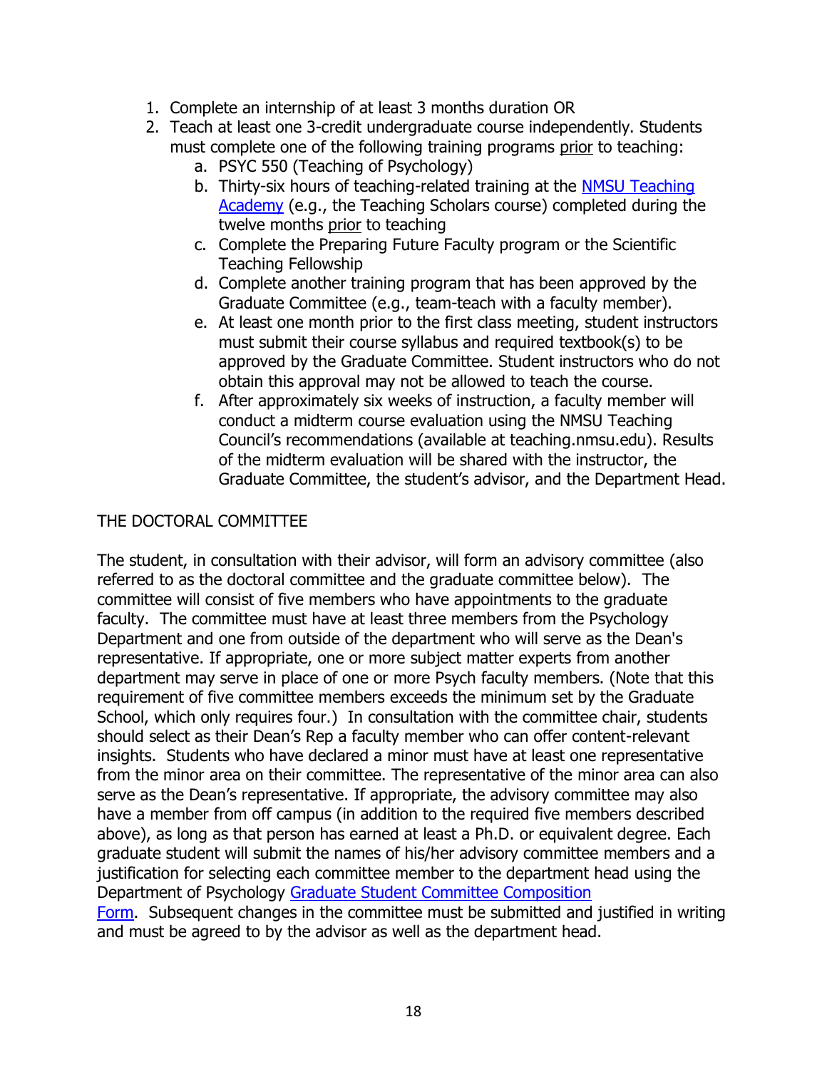1. Complete an internship of at least 3 months duration OR
2. Teach at least one 3-credit undergraduate course independently. Students must complete one of the following training programs prior to teaching:
   a. PSYC 550 (Teaching of Psychology)
   b. Thirty-six hours of teaching-related training at the [NMSU Teaching Academy](#) (e.g., the Teaching Scholars course) completed during the twelve months prior to teaching
   c. Complete the Preparing Future Faculty program or the Scientific Teaching Fellowship
   d. Complete another training program that has been approved by the Graduate Committee (e.g., team-teach with a faculty member).
   e. At least one month prior to the first class meeting, student instructors must submit their course syllabus and required textbook(s) to be approved by the Graduate Committee. Student instructors who do not obtain this approval may not be allowed to teach the course.
   f. After approximately six weeks of instruction, a faculty member will conduct a midterm course evaluation using the NMSU Teaching Council's recommendations (available at teaching.nmsu.edu). Results of the midterm evaluation will be shared with the instructor, the Graduate Committee, the student's advisor, and the Department Head.

## THE DOCTORAL COMMITTEE

The student, in consultation with their advisor, will form an advisory committee (also referred to as the doctoral committee and the graduate committee below). The committee will consist of five members who have appointments to the graduate faculty. The committee must have at least three members from the Psychology Department and one from outside of the department who will serve as the Dean's representative. If appropriate, one or more subject matter experts from another department may serve in place of one or more Psych faculty members. (Note that this requirement of five committee members exceeds the minimum set by the Graduate School, which only requires four.) In consultation with the committee chair, students should select as their Dean's Rep a faculty member who can offer content-relevant insights. Students who have declared a minor must have at least one representative from the minor area on their committee. The representative of the minor area can also serve as the Dean's representative. If appropriate, the advisory committee may also have a member from off campus (in addition to the required five members described above), as long as that person has earned at least a Ph.D. or equivalent degree. Each graduate student will submit the names of his/her advisory committee members and a justification for selecting each committee member to the department head using the Department of Psychology [Graduate Student Committee Composition Form](#). Subsequent changes in the committee must be submitted and justified in writing and must be agreed to by the advisor as well as the department head.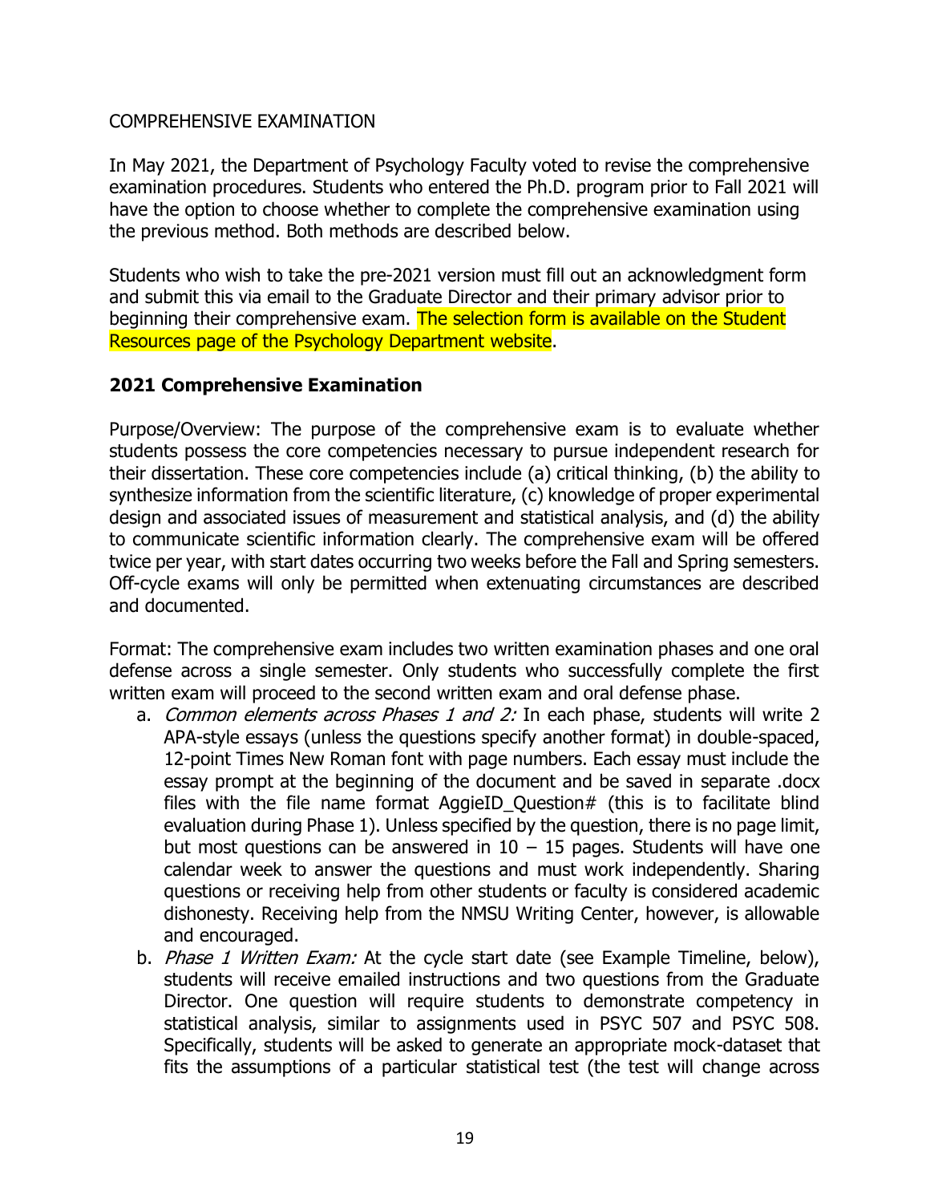COMPREHENSIVE EXAMINATION

In May 2021, the Department of Psychology Faculty voted to revise the comprehensive examination procedures. Students who entered the Ph.D. program prior to Fall 2021 will have the option to choose whether to complete the comprehensive examination using the previous method. Both methods are described below.

Students who wish to take the pre-2021 version must fill out an acknowledgment form and submit this via email to the Graduate Director and their primary advisor prior to beginning their comprehensive exam. The selection form is available on the Student Resources page of the Psychology Department website.

### 2021 Comprehensive Examination

Purpose/Overview: The purpose of the comprehensive exam is to evaluate whether students possess the core competencies necessary to pursue independent research for their dissertation. These core competencies include (a) critical thinking, (b) the ability to synthesize information from the scientific literature, (c) knowledge of proper experimental design and associated issues of measurement and statistical analysis, and (d) the ability to communicate scientific information clearly. The comprehensive exam will be offered twice per year, with start dates occurring two weeks before the Fall and Spring semesters. Off-cycle exams will only be permitted when extenuating circumstances are described and documented.

Format: The comprehensive exam includes two written examination phases and one oral defense across a single semester. Only students who successfully complete the first written exam will proceed to the second written exam and oral defense phase.

a. *Common elements across Phases 1 and 2:* In each phase, students will write 2 APA-style essays (unless the questions specify another format) in double-spaced, 12-point Times New Roman font with page numbers. Each essay must include the essay prompt at the beginning of the document and be saved in separate .docx files with the file name format AggieID_Question# (this is to facilitate blind evaluation during Phase 1). Unless specified by the question, there is no page limit, but most questions can be answered in 10 – 15 pages. Students will have one calendar week to answer the questions and must work independently. Sharing questions or receiving help from other students or faculty is considered academic dishonesty. Receiving help from the NMSU Writing Center, however, is allowable and encouraged.
b. *Phase 1 Written Exam:* At the cycle start date (see Example Timeline, below), students will receive emailed instructions and two questions from the Graduate Director. One question will require students to demonstrate competency in statistical analysis, similar to assignments used in PSYC 507 and PSYC 508. Specifically, students will be asked to generate an appropriate mock-dataset that fits the assumptions of a particular statistical test (the test will change across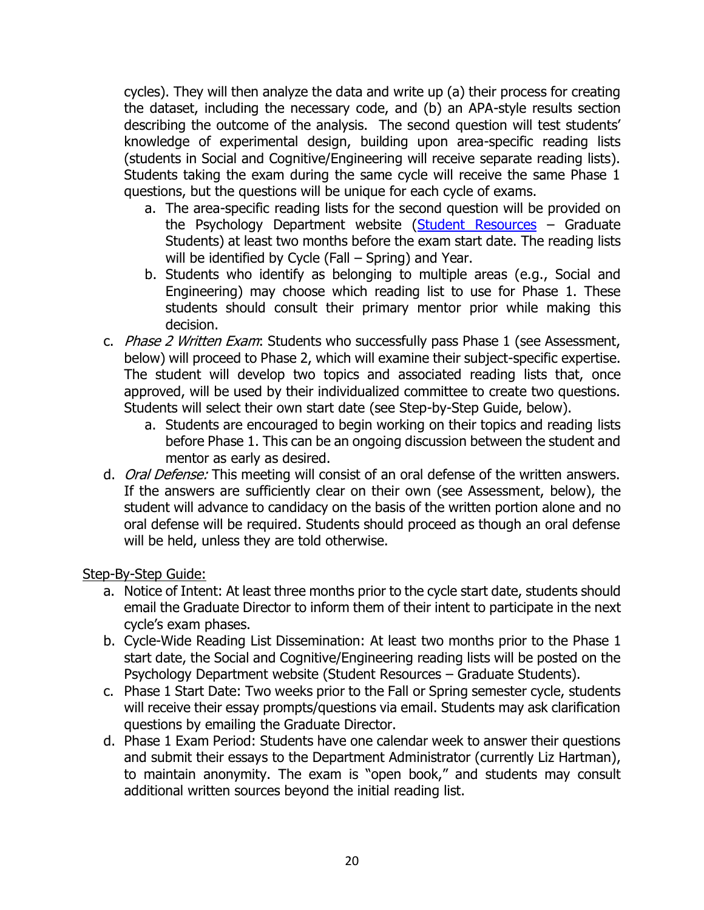cycles). They will then analyze the data and write up (a) their process for creating the dataset, including the necessary code, and (b) an APA-style results section describing the outcome of the analysis. The second question will test students' knowledge of experimental design, building upon area-specific reading lists (students in Social and Cognitive/Engineering will receive separate reading lists). Students taking the exam during the same cycle will receive the same Phase 1 questions, but the questions will be unique for each cycle of exams.

   a. The area-specific reading lists for the second question will be provided on the Psychology Department website (Student Resources – Graduate Students) at least two months before the exam start date. The reading lists will be identified by Cycle (Fall – Spring) and Year.
   b. Students who identify as belonging to multiple areas (e.g., Social and Engineering) may choose which reading list to use for Phase 1. These students should consult their primary mentor prior while making this decision.

c. *Phase 2 Written Exam*: Students who successfully pass Phase 1 (see Assessment, below) will proceed to Phase 2, which will examine their subject-specific expertise. The student will develop two topics and associated reading lists that, once approved, will be used by their individualized committee to create two questions. Students will select their own start date (see Step-by-Step Guide, below).
   a. Students are encouraged to begin working on their topics and reading lists before Phase 1. This can be an ongoing discussion between the student and mentor as early as desired.

d. *Oral Defense:* This meeting will consist of an oral defense of the written answers. If the answers are sufficiently clear on their own (see Assessment, below), the student will advance to candidacy on the basis of the written portion alone and no oral defense will be required. Students should proceed as though an oral defense will be held, unless they are told otherwise.

Step-By-Step Guide:

a. Notice of Intent: At least three months prior to the cycle start date, students should email the Graduate Director to inform them of their intent to participate in the next cycle's exam phases.
b. Cycle-Wide Reading List Dissemination: At least two months prior to the Phase 1 start date, the Social and Cognitive/Engineering reading lists will be posted on the Psychology Department website (Student Resources – Graduate Students).
c. Phase 1 Start Date: Two weeks prior to the Fall or Spring semester cycle, students will receive their essay prompts/questions via email. Students may ask clarification questions by emailing the Graduate Director.
d. Phase 1 Exam Period: Students have one calendar week to answer their questions and submit their essays to the Department Administrator (currently Liz Hartman), to maintain anonymity. The exam is "open book," and students may consult additional written sources beyond the initial reading list.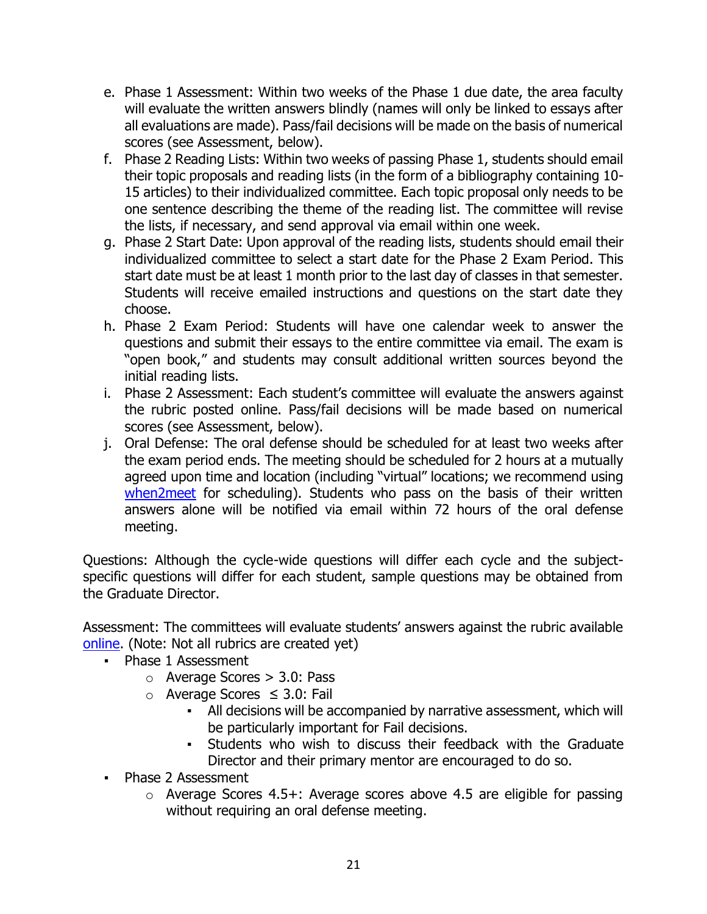e. Phase 1 Assessment: Within two weeks of the Phase 1 due date, the area faculty will evaluate the written answers blindly (names will only be linked to essays after all evaluations are made). Pass/fail decisions will be made on the basis of numerical scores (see Assessment, below).
f. Phase 2 Reading Lists: Within two weeks of passing Phase 1, students should email their topic proposals and reading lists (in the form of a bibliography containing 10-15 articles) to their individualized committee. Each topic proposal only needs to be one sentence describing the theme of the reading list. The committee will revise the lists, if necessary, and send approval via email within one week.
g. Phase 2 Start Date: Upon approval of the reading lists, students should email their individualized committee to select a start date for the Phase 2 Exam Period. This start date must be at least 1 month prior to the last day of classes in that semester. Students will receive emailed instructions and questions on the start date they choose.
h. Phase 2 Exam Period: Students will have one calendar week to answer the questions and submit their essays to the entire committee via email. The exam is "open book," and students may consult additional written sources beyond the initial reading lists.
i. Phase 2 Assessment: Each student's committee will evaluate the answers against the rubric posted online. Pass/fail decisions will be made based on numerical scores (see Assessment, below).
j. Oral Defense: The oral defense should be scheduled for at least two weeks after the exam period ends. The meeting should be scheduled for 2 hours at a mutually agreed upon time and location (including "virtual" locations; we recommend using when2meet for scheduling). Students who pass on the basis of their written answers alone will be notified via email within 72 hours of the oral defense meeting.

Questions: Although the cycle-wide questions will differ each cycle and the subject-specific questions will differ for each student, sample questions may be obtained from the Graduate Director.

Assessment: The committees will evaluate students' answers against the rubric available online. (Note: Not all rubrics are created yet)

- Phase 1 Assessment
  - Average Scores > 3.0: Pass
  - Average Scores ≤ 3.0: Fail
    - All decisions will be accompanied by narrative assessment, which will be particularly important for Fail decisions.
    - Students who wish to discuss their feedback with the Graduate Director and their primary mentor are encouraged to do so.
- Phase 2 Assessment
  - Average Scores 4.5+: Average scores above 4.5 are eligible for passing without requiring an oral defense meeting.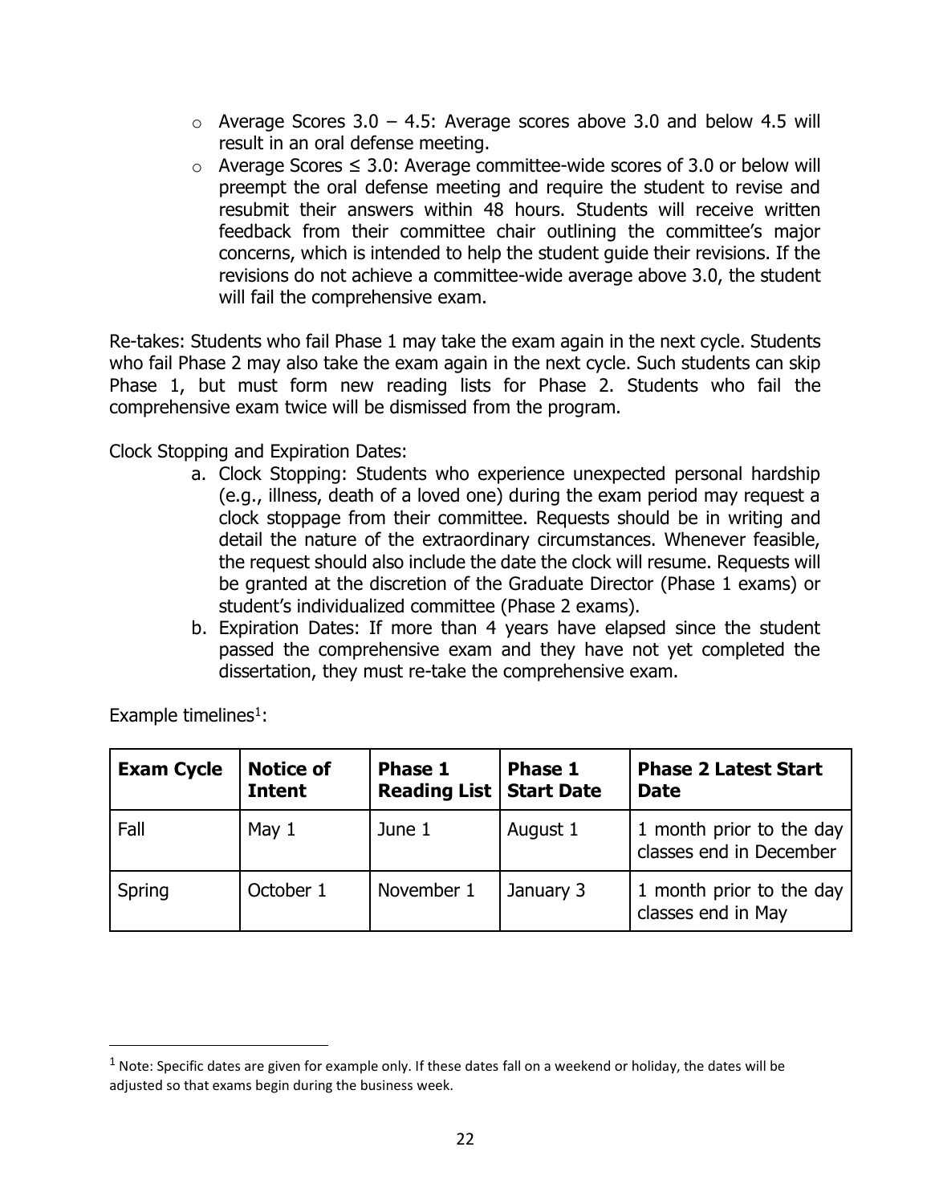- Average Scores 3.0 – 4.5: Average scores above 3.0 and below 4.5 will result in an oral defense meeting.
- Average Scores ≤ 3.0: Average committee-wide scores of 3.0 or below will preempt the oral defense meeting and require the student to revise and resubmit their answers within 48 hours. Students will receive written feedback from their committee chair outlining the committee's major concerns, which is intended to help the student guide their revisions. If the revisions do not achieve a committee-wide average above 3.0, the student will fail the comprehensive exam.

Re-takes: Students who fail Phase 1 may take the exam again in the next cycle. Students who fail Phase 2 may also take the exam again in the next cycle. Such students can skip Phase 1, but must form new reading lists for Phase 2. Students who fail the comprehensive exam twice will be dismissed from the program.

Clock Stopping and Expiration Dates:

a. Clock Stopping: Students who experience unexpected personal hardship (e.g., illness, death of a loved one) during the exam period may request a clock stoppage from their committee. Requests should be in writing and detail the nature of the extraordinary circumstances. Whenever feasible, the request should also include the date the clock will resume. Requests will be granted at the discretion of the Graduate Director (Phase 1 exams) or student's individualized committee (Phase 2 exams).
b. Expiration Dates: If more than 4 years have elapsed since the student passed the comprehensive exam and they have not yet completed the dissertation, they must re-take the comprehensive exam.

Example timelines[1]:

| **Exam Cycle** | **Notice of Intent** | **Phase 1 Reading List** | **Phase 1 Start Date** | **Phase 2 Latest Start Date** |
|---|---|---|---|---|
| Fall | May 1 | June 1 | August 1 | 1 month prior to the day classes end in December |
| Spring | October 1 | November 1 | January 3 | 1 month prior to the day classes end in May |

[1] Note: Specific dates are given for example only. If these dates fall on a weekend or holiday, the dates will be adjusted so that exams begin during the business week.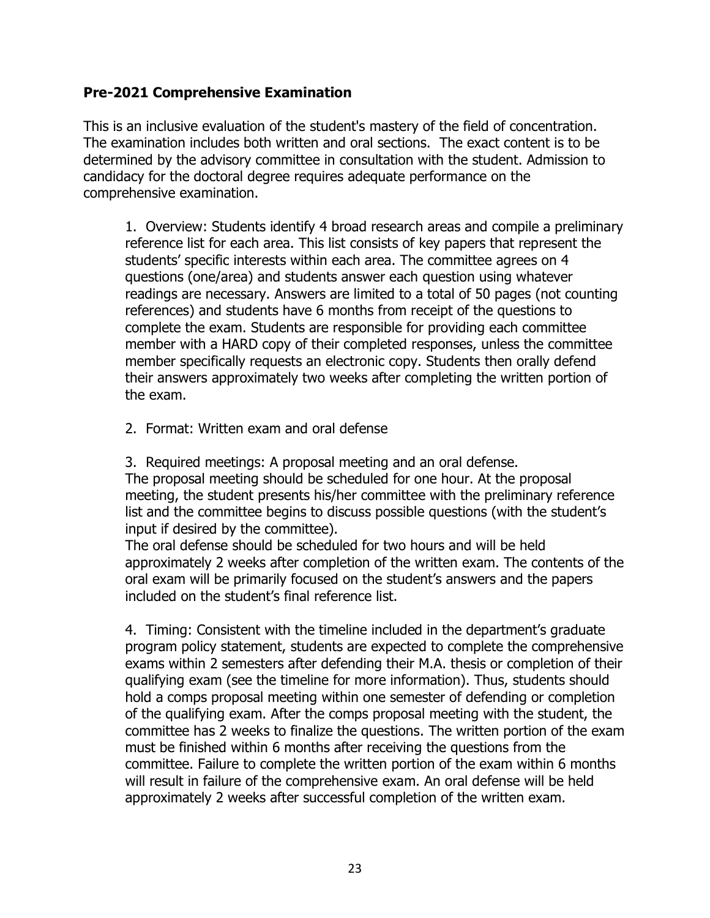## Pre-2021 Comprehensive Examination

This is an inclusive evaluation of the student's mastery of the field of concentration. The examination includes both written and oral sections. The exact content is to be determined by the advisory committee in consultation with the student. Admission to candidacy for the doctoral degree requires adequate performance on the comprehensive examination.

1. Overview: Students identify 4 broad research areas and compile a preliminary reference list for each area. This list consists of key papers that represent the students' specific interests within each area. The committee agrees on 4 questions (one/area) and students answer each question using whatever readings are necessary. Answers are limited to a total of 50 pages (not counting references) and students have 6 months from receipt of the questions to complete the exam. Students are responsible for providing each committee member with a HARD copy of their completed responses, unless the committee member specifically requests an electronic copy. Students then orally defend their answers approximately two weeks after completing the written portion of the exam.

2. Format: Written exam and oral defense

3. Required meetings: A proposal meeting and an oral defense.
   The proposal meeting should be scheduled for one hour. At the proposal meeting, the student presents his/her committee with the preliminary reference list and the committee begins to discuss possible questions (with the student's input if desired by the committee).
   The oral defense should be scheduled for two hours and will be held approximately 2 weeks after completion of the written exam. The contents of the oral exam will be primarily focused on the student's answers and the papers included on the student's final reference list.

4. Timing: Consistent with the timeline included in the department's graduate program policy statement, students are expected to complete the comprehensive exams within 2 semesters after defending their M.A. thesis or completion of their qualifying exam (see the timeline for more information). Thus, students should hold a comps proposal meeting within one semester of defending or completion of the qualifying exam. After the comps proposal meeting with the student, the committee has 2 weeks to finalize the questions. The written portion of the exam must be finished within 6 months after receiving the questions from the committee. Failure to complete the written portion of the exam within 6 months will result in failure of the comprehensive exam. An oral defense will be held approximately 2 weeks after successful completion of the written exam.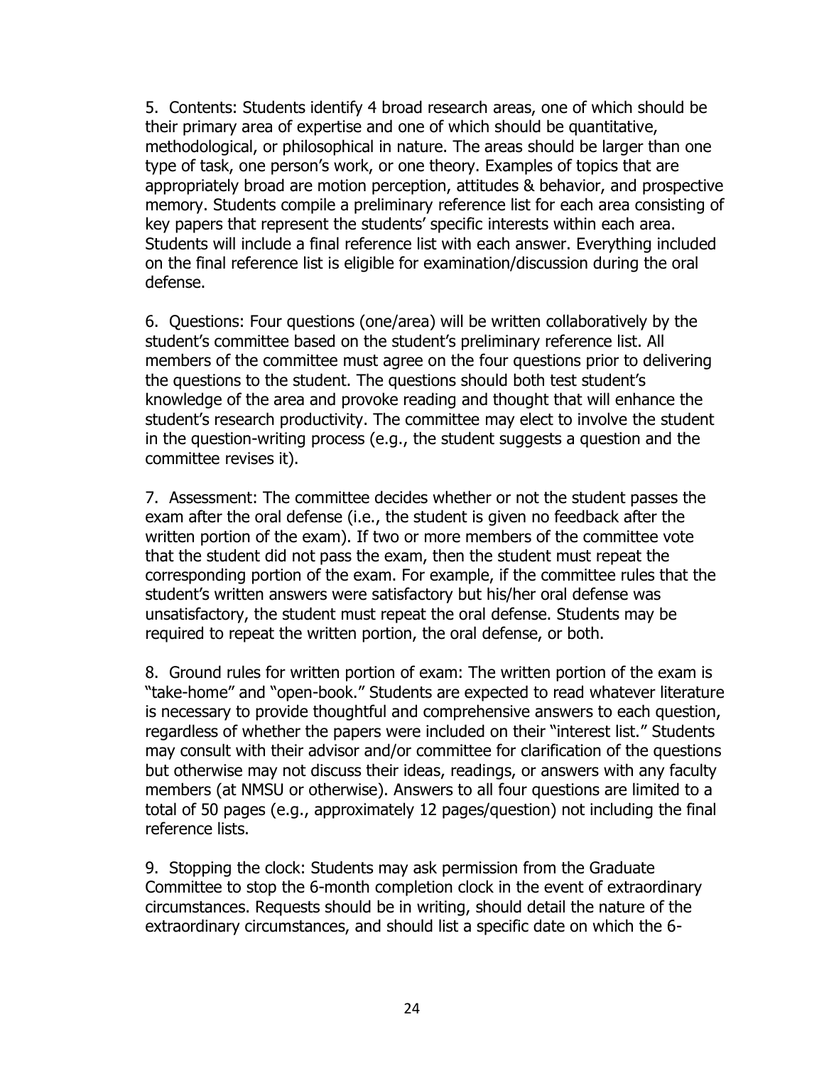5. Contents: Students identify 4 broad research areas, one of which should be their primary area of expertise and one of which should be quantitative, methodological, or philosophical in nature. The areas should be larger than one type of task, one person's work, or one theory. Examples of topics that are appropriately broad are motion perception, attitudes & behavior, and prospective memory. Students compile a preliminary reference list for each area consisting of key papers that represent the students' specific interests within each area. Students will include a final reference list with each answer. Everything included on the final reference list is eligible for examination/discussion during the oral defense.

6. Questions: Four questions (one/area) will be written collaboratively by the student's committee based on the student's preliminary reference list. All members of the committee must agree on the four questions prior to delivering the questions to the student. The questions should both test student's knowledge of the area and provoke reading and thought that will enhance the student's research productivity. The committee may elect to involve the student in the question-writing process (e.g., the student suggests a question and the committee revises it).

7. Assessment: The committee decides whether or not the student passes the exam after the oral defense (i.e., the student is given no feedback after the written portion of the exam). If two or more members of the committee vote that the student did not pass the exam, then the student must repeat the corresponding portion of the exam. For example, if the committee rules that the student's written answers were satisfactory but his/her oral defense was unsatisfactory, the student must repeat the oral defense. Students may be required to repeat the written portion, the oral defense, or both.

8. Ground rules for written portion of exam: The written portion of the exam is "take-home" and "open-book." Students are expected to read whatever literature is necessary to provide thoughtful and comprehensive answers to each question, regardless of whether the papers were included on their "interest list." Students may consult with their advisor and/or committee for clarification of the questions but otherwise may not discuss their ideas, readings, or answers with any faculty members (at NMSU or otherwise). Answers to all four questions are limited to a total of 50 pages (e.g., approximately 12 pages/question) not including the final reference lists.

9. Stopping the clock: Students may ask permission from the Graduate Committee to stop the 6-month completion clock in the event of extraordinary circumstances. Requests should be in writing, should detail the nature of the extraordinary circumstances, and should list a specific date on which the 6-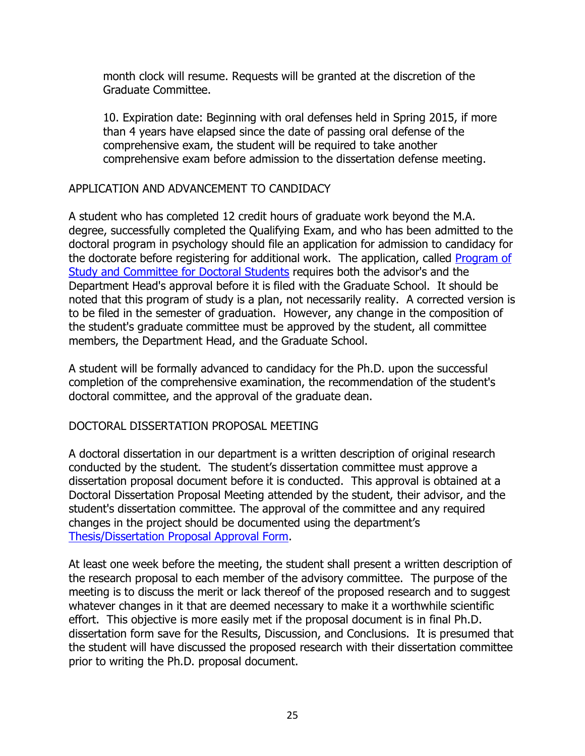month clock will resume. Requests will be granted at the discretion of the Graduate Committee.

10. Expiration date: Beginning with oral defenses held in Spring 2015, if more than 4 years have elapsed since the date of passing oral defense of the comprehensive exam, the student will be required to take another comprehensive exam before admission to the dissertation defense meeting.

## APPLICATION AND ADVANCEMENT TO CANDIDACY

A student who has completed 12 credit hours of graduate work beyond the M.A. degree, successfully completed the Qualifying Exam, and who has been admitted to the doctoral program in psychology should file an application for admission to candidacy for the doctorate before registering for additional work. The application, called Program of Study and Committee for Doctoral Students requires both the advisor's and the Department Head's approval before it is filed with the Graduate School. It should be noted that this program of study is a plan, not necessarily reality. A corrected version is to be filed in the semester of graduation. However, any change in the composition of the student's graduate committee must be approved by the student, all committee members, the Department Head, and the Graduate School.

A student will be formally advanced to candidacy for the Ph.D. upon the successful completion of the comprehensive examination, the recommendation of the student's doctoral committee, and the approval of the graduate dean.

## DOCTORAL DISSERTATION PROPOSAL MEETING

A doctoral dissertation in our department is a written description of original research conducted by the student. The student's dissertation committee must approve a dissertation proposal document before it is conducted. This approval is obtained at a Doctoral Dissertation Proposal Meeting attended by the student, their advisor, and the student's dissertation committee. The approval of the committee and any required changes in the project should be documented using the department's Thesis/Dissertation Proposal Approval Form.

At least one week before the meeting, the student shall present a written description of the research proposal to each member of the advisory committee. The purpose of the meeting is to discuss the merit or lack thereof of the proposed research and to suggest whatever changes in it that are deemed necessary to make it a worthwhile scientific effort. This objective is more easily met if the proposal document is in final Ph.D. dissertation form save for the Results, Discussion, and Conclusions. It is presumed that the student will have discussed the proposed research with their dissertation committee prior to writing the Ph.D. proposal document.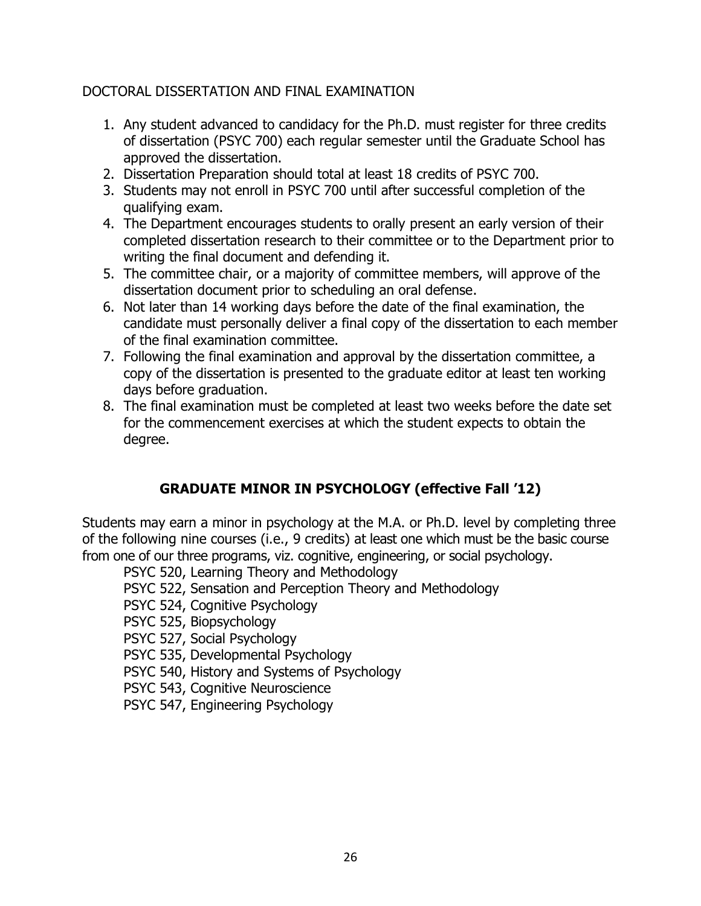DOCTORAL DISSERTATION AND FINAL EXAMINATION

1. Any student advanced to candidacy for the Ph.D. must register for three credits of dissertation (PSYC 700) each regular semester until the Graduate School has approved the dissertation.
2. Dissertation Preparation should total at least 18 credits of PSYC 700.
3. Students may not enroll in PSYC 700 until after successful completion of the qualifying exam.
4. The Department encourages students to orally present an early version of their completed dissertation research to their committee or to the Department prior to writing the final document and defending it.
5. The committee chair, or a majority of committee members, will approve of the dissertation document prior to scheduling an oral defense.
6. Not later than 14 working days before the date of the final examination, the candidate must personally deliver a final copy of the dissertation to each member of the final examination committee.
7. Following the final examination and approval by the dissertation committee, a copy of the dissertation is presented to the graduate editor at least ten working days before graduation.
8. The final examination must be completed at least two weeks before the date set for the commencement exercises at which the student expects to obtain the degree.

## GRADUATE MINOR IN PSYCHOLOGY (effective Fall '12)

Students may earn a minor in psychology at the M.A. or Ph.D. level by completing three of the following nine courses (i.e., 9 credits) at least one which must be the basic course from one of our three programs, viz. cognitive, engineering, or social psychology.

PSYC 520, Learning Theory and Methodology
PSYC 522, Sensation and Perception Theory and Methodology
PSYC 524, Cognitive Psychology
PSYC 525, Biopsychology
PSYC 527, Social Psychology
PSYC 535, Developmental Psychology
PSYC 540, History and Systems of Psychology
PSYC 543, Cognitive Neuroscience
PSYC 547, Engineering Psychology